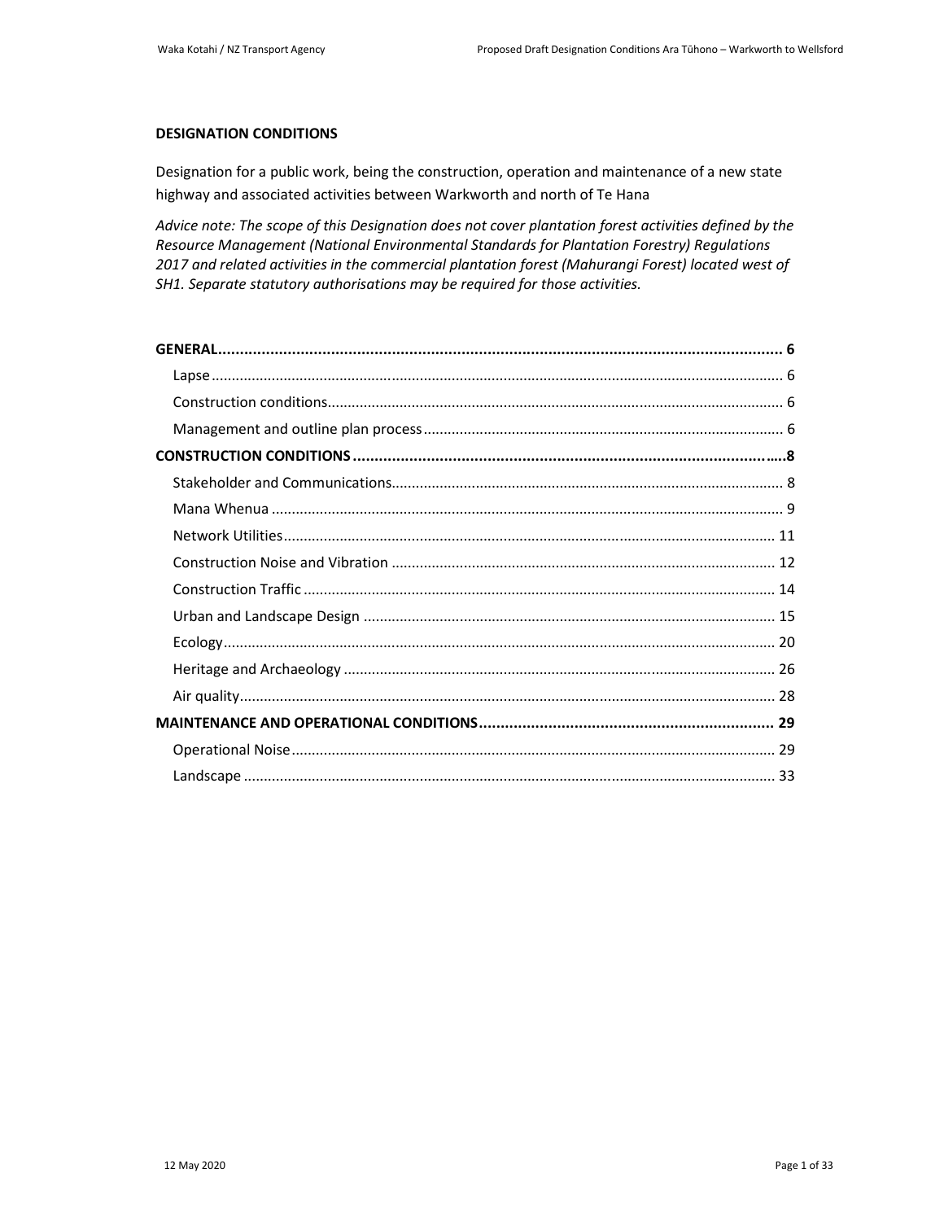## DESIGNATION CONDITIONS

Designation for a public work, being the construction, operation and maintenance of a new state highway and associated activities between Warkworth and north of Te Hana

*Advice note: The scope of this Designation does not cover plantation forest activities defined by the Resource Management (National Environmental Standards for Plantation Forestry) Regulations 2017 and related activities in the commercial plantation forest (Mahurangi Forest) located west of SH1. Separate statutory authorisations may be required for those activities.*

**GENERAL** .......... 6
- Lapse .......... 6
- Construction conditions .......... 6
- Management and outline plan process .......... 6

**CONSTRUCTION CONDITIONS** .......... 8
- Stakeholder and Communications .......... 8
- Mana Whenua .......... 9
- Network Utilities .......... 11
- Construction Noise and Vibration .......... 12
- Construction Traffic .......... 14
- Urban and Landscape Design .......... 15
- Ecology .......... 20
- Heritage and Archaeology .......... 26
- Air quality .......... 28

**MAINTENANCE AND OPERATIONAL CONDITIONS** .......... 29
- Operational Noise .......... 29
- Landscape .......... 33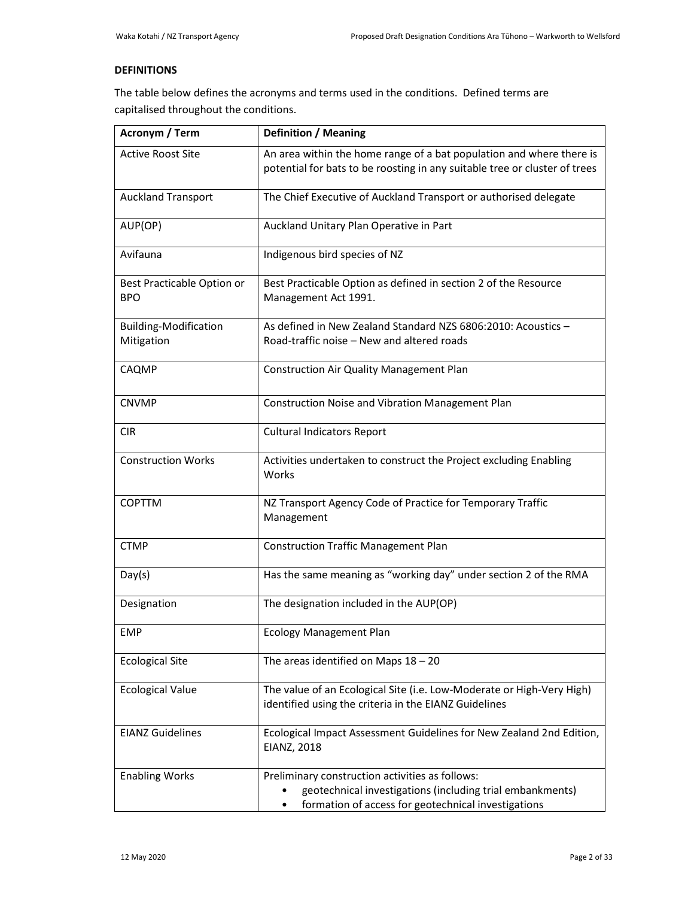**DEFINITIONS**

The table below defines the acronyms and terms used in the conditions. Defined terms are capitalised throughout the conditions.

| Acronym / Term | Definition / Meaning |
|---|---|
| Active Roost Site | An area within the home range of a bat population and where there is potential for bats to be roosting in any suitable tree or cluster of trees |
| Auckland Transport | The Chief Executive of Auckland Transport or authorised delegate |
| AUP(OP) | Auckland Unitary Plan Operative in Part |
| Avifauna | Indigenous bird species of NZ |
| Best Practicable Option or BPO | Best Practicable Option as defined in section 2 of the Resource Management Act 1991. |
| Building-Modification Mitigation | As defined in New Zealand Standard NZS 6806:2010: Acoustics – Road-traffic noise – New and altered roads |
| CAQMP | Construction Air Quality Management Plan |
| CNVMP | Construction Noise and Vibration Management Plan |
| CIR | Cultural Indicators Report |
| Construction Works | Activities undertaken to construct the Project excluding Enabling Works |
| COPTTM | NZ Transport Agency Code of Practice for Temporary Traffic Management |
| CTMP | Construction Traffic Management Plan |
| Day(s) | Has the same meaning as "working day" under section 2 of the RMA |
| Designation | The designation included in the AUP(OP) |
| EMP | Ecology Management Plan |
| Ecological Site | The areas identified on Maps 18 – 20 |
| Ecological Value | The value of an Ecological Site (i.e. Low-Moderate or High-Very High) identified using the criteria in the EIANZ Guidelines |
| EIANZ Guidelines | Ecological Impact Assessment Guidelines for New Zealand 2nd Edition, EIANZ, 2018 |
| Enabling Works | Preliminary construction activities as follows:<br>• geotechnical investigations (including trial embankments)<br>• formation of access for geotechnical investigations |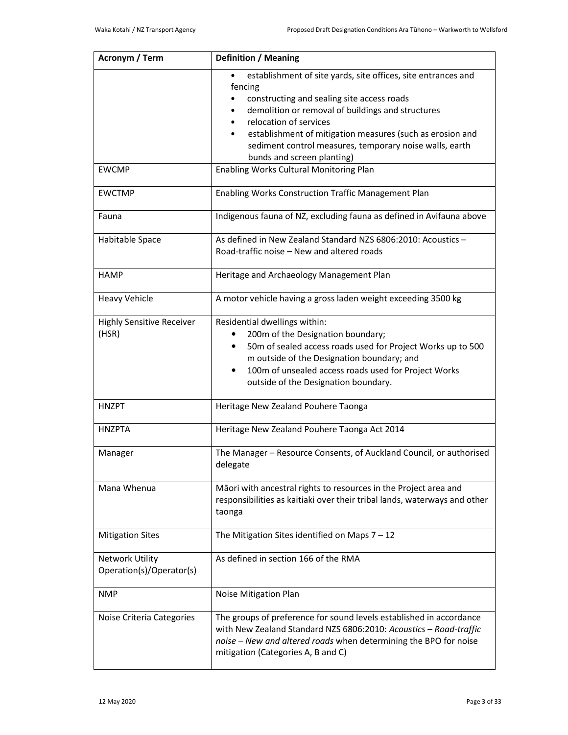| Acronym / Term | Definition / Meaning |
|---|---|
| | • establishment of site yards, site offices, site entrances and fencing<br>• constructing and sealing site access roads<br>• demolition or removal of buildings and structures<br>• relocation of services<br>• establishment of mitigation measures (such as erosion and sediment control measures, temporary noise walls, earth bunds and screen planting) |
| EWCMP | Enabling Works Cultural Monitoring Plan |
| EWCTMP | Enabling Works Construction Traffic Management Plan |
| Fauna | Indigenous fauna of NZ, excluding fauna as defined in Avifauna above |
| Habitable Space | As defined in New Zealand Standard NZS 6806:2010: Acoustics – Road-traffic noise – New and altered roads |
| HAMP | Heritage and Archaeology Management Plan |
| Heavy Vehicle | A motor vehicle having a gross laden weight exceeding 3500 kg |
| Highly Sensitive Receiver (HSR) | Residential dwellings within:<br>• 200m of the Designation boundary;<br>• 50m of sealed access roads used for Project Works up to 500 m outside of the Designation boundary; and<br>• 100m of unsealed access roads used for Project Works outside of the Designation boundary. |
| HNZPT | Heritage New Zealand Pouhere Taonga |
| HNZPTA | Heritage New Zealand Pouhere Taonga Act 2014 |
| Manager | The Manager – Resource Consents, of Auckland Council, or authorised delegate |
| Mana Whenua | Māori with ancestral rights to resources in the Project area and responsibilities as kaitiaki over their tribal lands, waterways and other taonga |
| Mitigation Sites | The Mitigation Sites identified on Maps 7 – 12 |
| Network Utility Operation(s)/Operator(s) | As defined in section 166 of the RMA |
| NMP | Noise Mitigation Plan |
| Noise Criteria Categories | The groups of preference for sound levels established in accordance with New Zealand Standard NZS 6806:2010: *Acoustics – Road-traffic noise – New and altered roads* when determining the BPO for noise mitigation (Categories A, B and C) |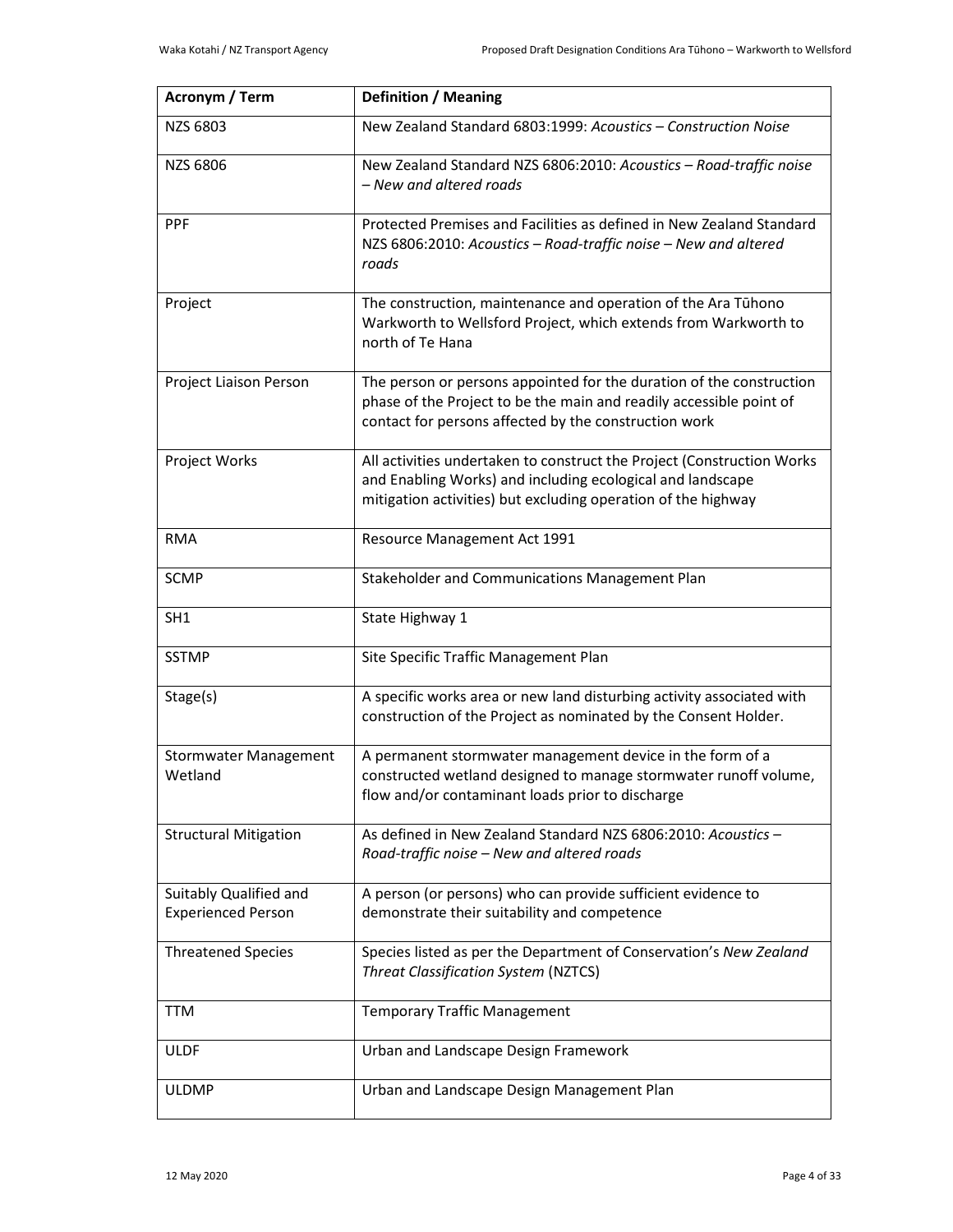| Acronym / Term | Definition / Meaning |
| --- | --- |
| NZS 6803 | New Zealand Standard 6803:1999: *Acoustics – Construction Noise* |
| NZS 6806 | New Zealand Standard NZS 6806:2010: *Acoustics – Road-traffic noise – New and altered roads* |
| PPF | Protected Premises and Facilities as defined in New Zealand Standard NZS 6806:2010: *Acoustics – Road-traffic noise – New and altered roads* |
| Project | The construction, maintenance and operation of the Ara Tūhono Warkworth to Wellsford Project, which extends from Warkworth to north of Te Hana |
| Project Liaison Person | The person or persons appointed for the duration of the construction phase of the Project to be the main and readily accessible point of contact for persons affected by the construction work |
| Project Works | All activities undertaken to construct the Project (Construction Works and Enabling Works) and including ecological and landscape mitigation activities) but excluding operation of the highway |
| RMA | Resource Management Act 1991 |
| SCMP | Stakeholder and Communications Management Plan |
| SH1 | State Highway 1 |
| SSTMP | Site Specific Traffic Management Plan |
| Stage(s) | A specific works area or new land disturbing activity associated with construction of the Project as nominated by the Consent Holder. |
| Stormwater Management Wetland | A permanent stormwater management device in the form of a constructed wetland designed to manage stormwater runoff volume, flow and/or contaminant loads prior to discharge |
| Structural Mitigation | As defined in New Zealand Standard NZS 6806:2010: *Acoustics – Road-traffic noise – New and altered roads* |
| Suitably Qualified and Experienced Person | A person (or persons) who can provide sufficient evidence to demonstrate their suitability and competence |
| Threatened Species | Species listed as per the Department of Conservation's *New Zealand Threat Classification System* (NZTCS) |
| TTM | Temporary Traffic Management |
| ULDF | Urban and Landscape Design Framework |
| ULDMP | Urban and Landscape Design Management Plan |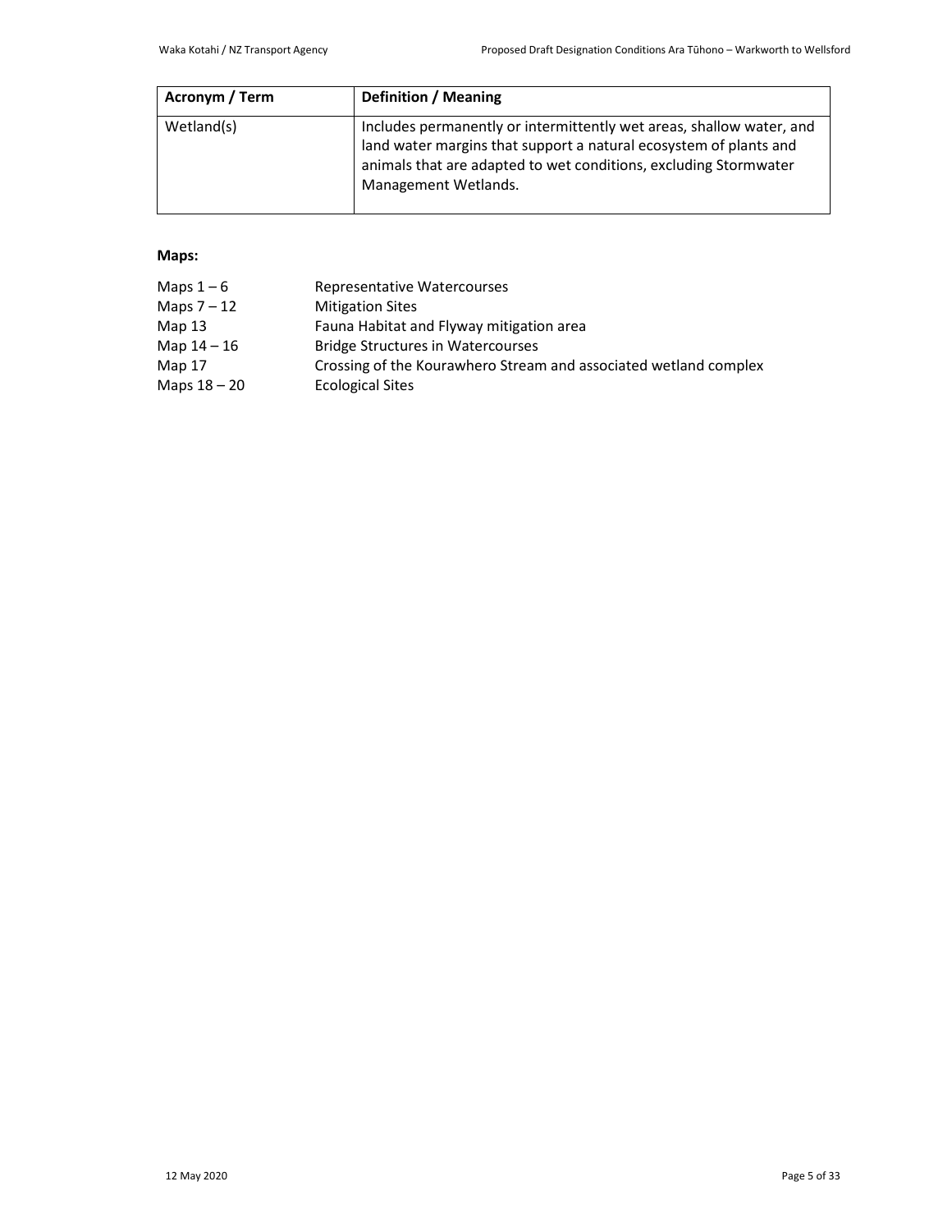| Acronym / Term | Definition / Meaning |
| --- | --- |
| Wetland(s) | Includes permanently or intermittently wet areas, shallow water, and land water margins that support a natural ecosystem of plants and animals that are adapted to wet conditions, excluding Stormwater Management Wetlands. |

**Maps:**

| | |
| --- | --- |
| Maps 1 – 6 | Representative Watercourses |
| Maps 7 – 12 | Mitigation Sites |
| Map 13 | Fauna Habitat and Flyway mitigation area |
| Map 14 – 16 | Bridge Structures in Watercourses |
| Map 17 | Crossing of the Kourawhero Stream and associated wetland complex |
| Maps 18 – 20 | Ecological Sites |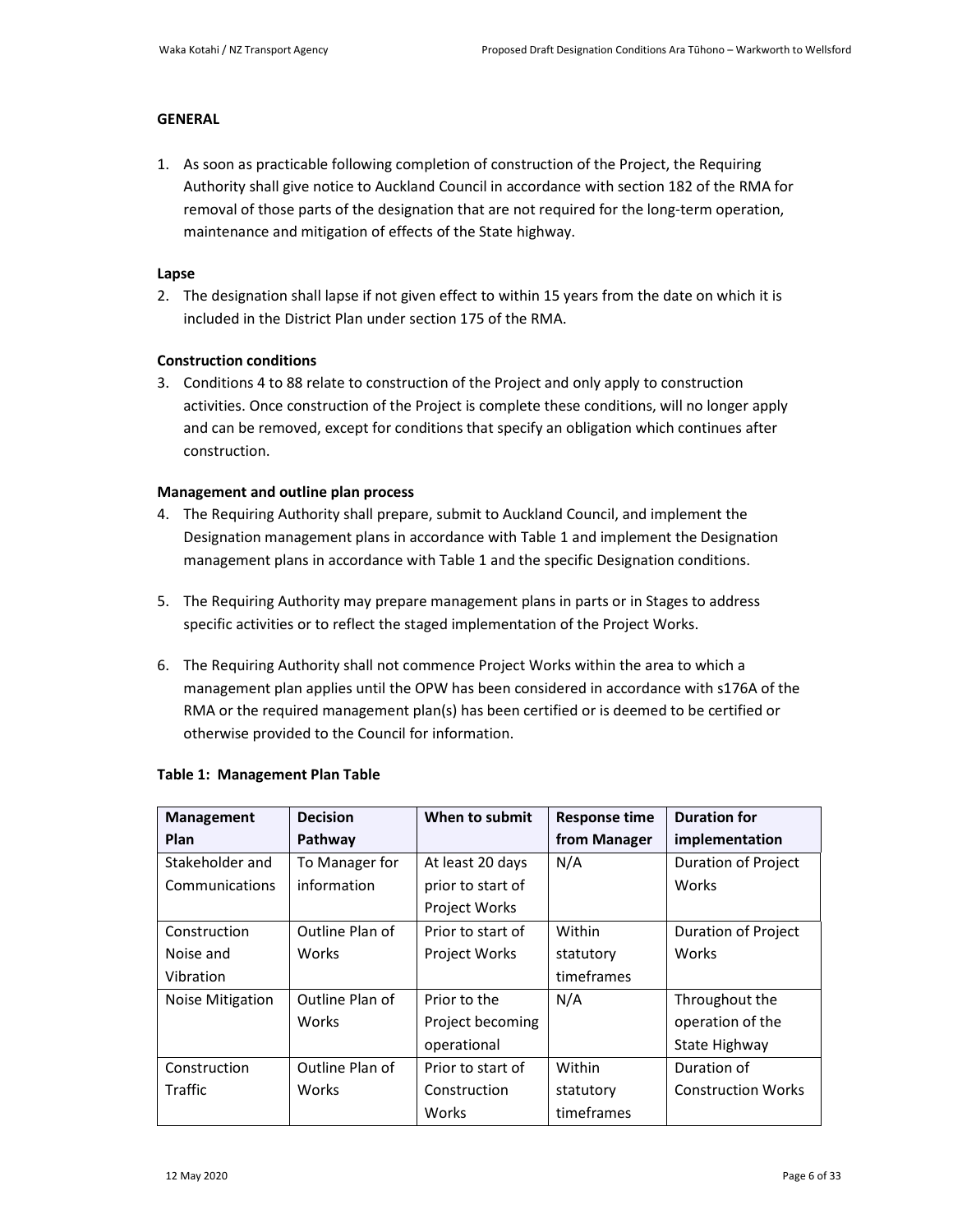## GENERAL

1. As soon as practicable following completion of construction of the Project, the Requiring Authority shall give notice to Auckland Council in accordance with section 182 of the RMA for removal of those parts of the designation that are not required for the long-term operation, maintenance and mitigation of effects of the State highway.

### Lapse

2. The designation shall lapse if not given effect to within 15 years from the date on which it is included in the District Plan under section 175 of the RMA.

### Construction conditions

3. Conditions 4 to 88 relate to construction of the Project and only apply to construction activities. Once construction of the Project is complete these conditions, will no longer apply and can be removed, except for conditions that specify an obligation which continues after construction.

### Management and outline plan process

4. The Requiring Authority shall prepare, submit to Auckland Council, and implement the Designation management plans in accordance with Table 1 and implement the Designation management plans in accordance with Table 1 and the specific Designation conditions.

5. The Requiring Authority may prepare management plans in parts or in Stages to address specific activities or to reflect the staged implementation of the Project Works.

6. The Requiring Authority shall not commence Project Works within the area to which a management plan applies until the OPW has been considered in accordance with s176A of the RMA or the required management plan(s) has been certified or is deemed to be certified or otherwise provided to the Council for information.

**Table 1: Management Plan Table**

| Management Plan | Decision Pathway | When to submit | Response time from Manager | Duration for implementation |
|---|---|---|---|---|
| Stakeholder and Communications | To Manager for information | At least 20 days prior to start of Project Works | N/A | Duration of Project Works |
| Construction Noise and Vibration | Outline Plan of Works | Prior to start of Project Works | Within statutory timeframes | Duration of Project Works |
| Noise Mitigation | Outline Plan of Works | Prior to the Project becoming operational | N/A | Throughout the operation of the State Highway |
| Construction Traffic | Outline Plan of Works | Prior to start of Construction Works | Within statutory timeframes | Duration of Construction Works |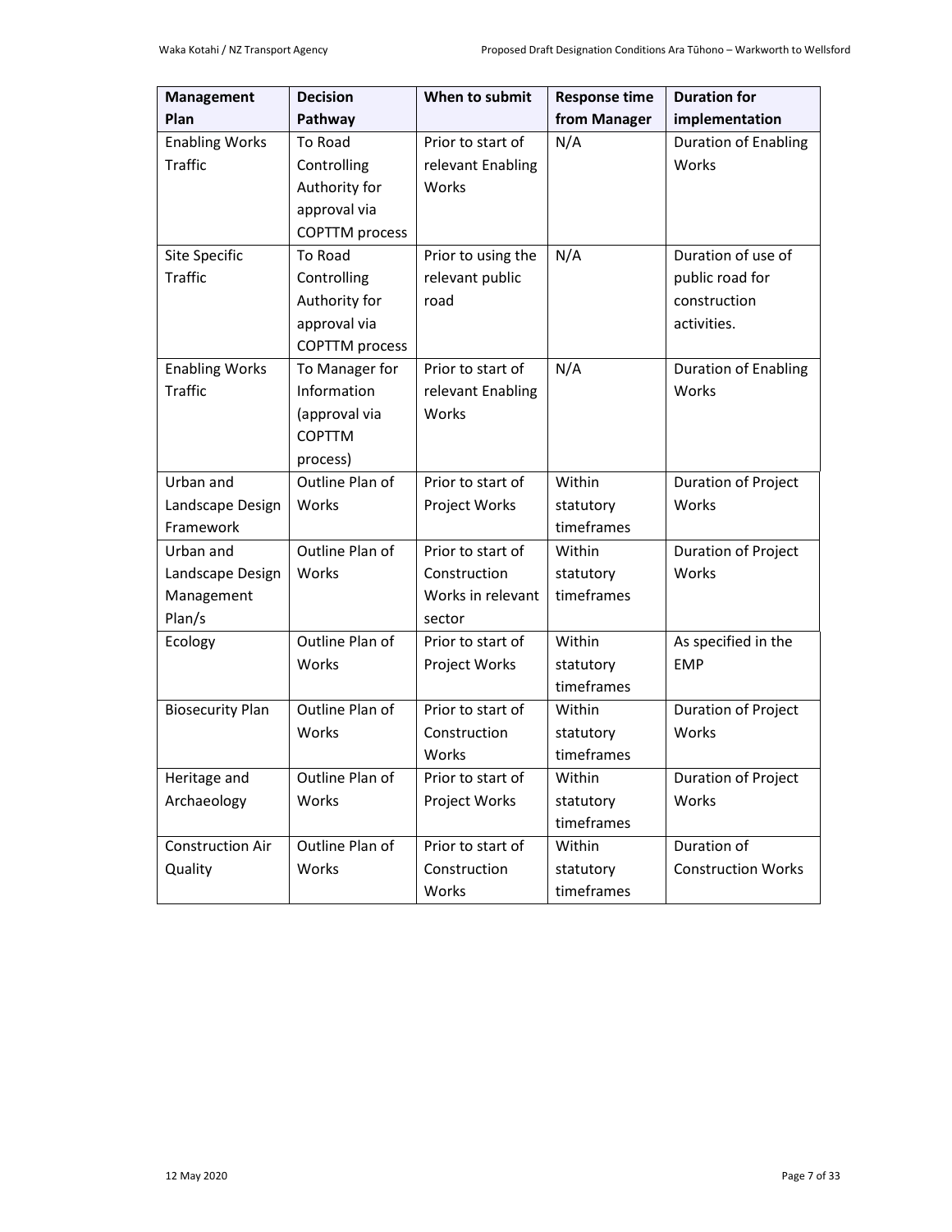| Management Plan | Decision Pathway | When to submit | Response time from Manager | Duration for implementation |
|---|---|---|---|---|
| Enabling Works Traffic | To Road Controlling Authority for approval via COPTTM process | Prior to start of relevant Enabling Works | N/A | Duration of Enabling Works |
| Site Specific Traffic | To Road Controlling Authority for approval via COPTTM process | Prior to using the relevant public road | N/A | Duration of use of public road for construction activities. |
| Enabling Works Traffic | To Manager for Information (approval via COPTTM process) | Prior to start of relevant Enabling Works | N/A | Duration of Enabling Works |
| Urban and Landscape Design Framework | Outline Plan of Works | Prior to start of Project Works | Within statutory timeframes | Duration of Project Works |
| Urban and Landscape Design Management Plan/s | Outline Plan of Works | Prior to start of Construction Works in relevant sector | Within statutory timeframes | Duration of Project Works |
| Ecology | Outline Plan of Works | Prior to start of Project Works | Within statutory timeframes | As specified in the EMP |
| Biosecurity Plan | Outline Plan of Works | Prior to start of Construction Works | Within statutory timeframes | Duration of Project Works |
| Heritage and Archaeology | Outline Plan of Works | Prior to start of Project Works | Within statutory timeframes | Duration of Project Works |
| Construction Air Quality | Outline Plan of Works | Prior to start of Construction Works | Within statutory timeframes | Duration of Construction Works |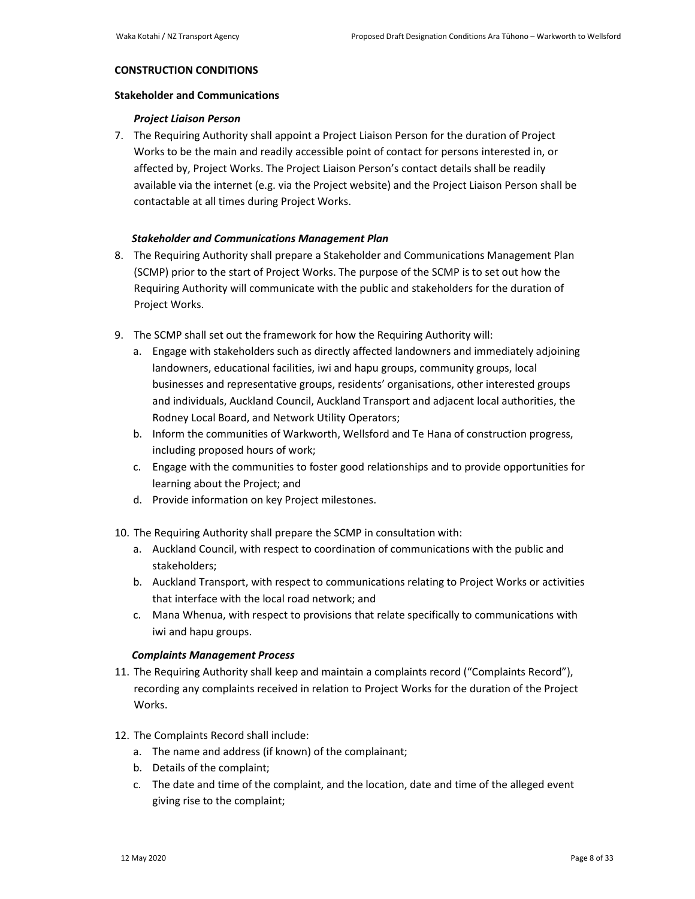**CONSTRUCTION CONDITIONS**

**Stakeholder and Communications**

***Project Liaison Person***

7. The Requiring Authority shall appoint a Project Liaison Person for the duration of Project Works to be the main and readily accessible point of contact for persons interested in, or affected by, Project Works. The Project Liaison Person's contact details shall be readily available via the internet (e.g. via the Project website) and the Project Liaison Person shall be contactable at all times during Project Works.

***Stakeholder and Communications Management Plan***

8. The Requiring Authority shall prepare a Stakeholder and Communications Management Plan (SCMP) prior to the start of Project Works. The purpose of the SCMP is to set out how the Requiring Authority will communicate with the public and stakeholders for the duration of Project Works.

9. The SCMP shall set out the framework for how the Requiring Authority will:
   a. Engage with stakeholders such as directly affected landowners and immediately adjoining landowners, educational facilities, iwi and hapu groups, community groups, local businesses and representative groups, residents' organisations, other interested groups and individuals, Auckland Council, Auckland Transport and adjacent local authorities, the Rodney Local Board, and Network Utility Operators;
   b. Inform the communities of Warkworth, Wellsford and Te Hana of construction progress, including proposed hours of work;
   c. Engage with the communities to foster good relationships and to provide opportunities for learning about the Project; and
   d. Provide information on key Project milestones.

10. The Requiring Authority shall prepare the SCMP in consultation with:
    a. Auckland Council, with respect to coordination of communications with the public and stakeholders;
    b. Auckland Transport, with respect to communications relating to Project Works or activities that interface with the local road network; and
    c. Mana Whenua, with respect to provisions that relate specifically to communications with iwi and hapu groups.

***Complaints Management Process***

11. The Requiring Authority shall keep and maintain a complaints record ("Complaints Record"), recording any complaints received in relation to Project Works for the duration of the Project Works.

12. The Complaints Record shall include:
    a. The name and address (if known) of the complainant;
    b. Details of the complaint;
    c. The date and time of the complaint, and the location, date and time of the alleged event giving rise to the complaint;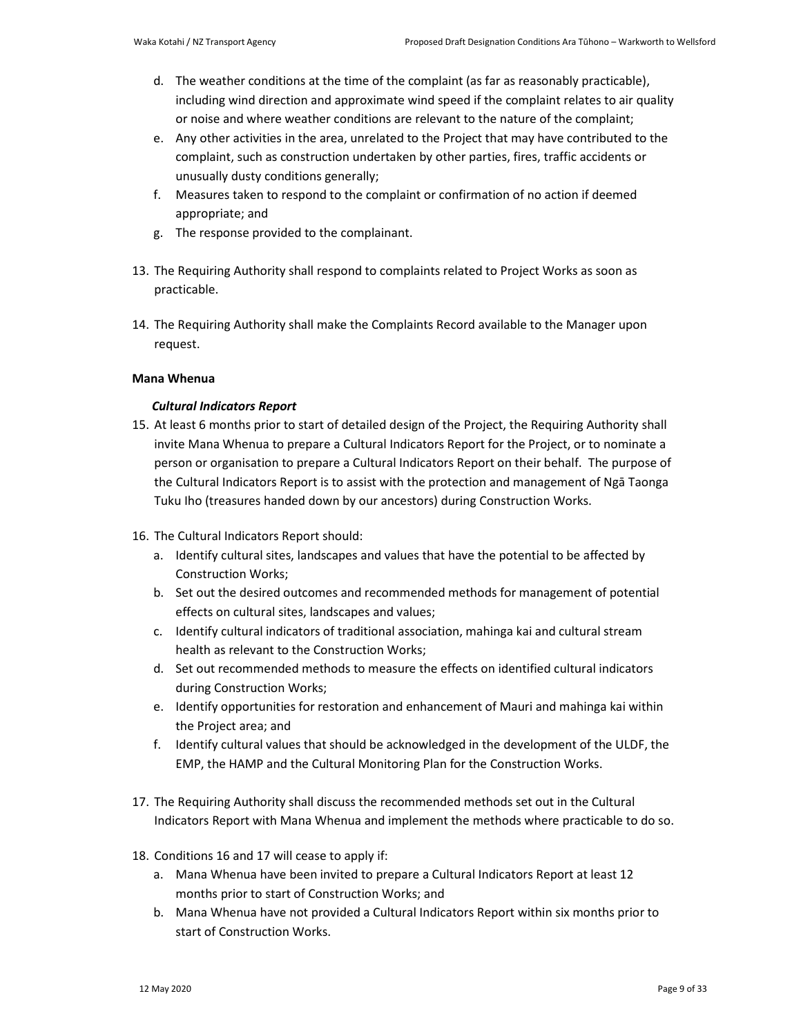d. The weather conditions at the time of the complaint (as far as reasonably practicable), including wind direction and approximate wind speed if the complaint relates to air quality or noise and where weather conditions are relevant to the nature of the complaint;
e. Any other activities in the area, unrelated to the Project that may have contributed to the complaint, such as construction undertaken by other parties, fires, traffic accidents or unusually dusty conditions generally;
f. Measures taken to respond to the complaint or confirmation of no action if deemed appropriate; and
g. The response provided to the complainant.

13. The Requiring Authority shall respond to complaints related to Project Works as soon as practicable.

14. The Requiring Authority shall make the Complaints Record available to the Manager upon request.

**Mana Whenua**

***Cultural Indicators Report***

15. At least 6 months prior to start of detailed design of the Project, the Requiring Authority shall invite Mana Whenua to prepare a Cultural Indicators Report for the Project, or to nominate a person or organisation to prepare a Cultural Indicators Report on their behalf. The purpose of the Cultural Indicators Report is to assist with the protection and management of Ngā Taonga Tuku Iho (treasures handed down by our ancestors) during Construction Works.

16. The Cultural Indicators Report should:
    a. Identify cultural sites, landscapes and values that have the potential to be affected by Construction Works;
    b. Set out the desired outcomes and recommended methods for management of potential effects on cultural sites, landscapes and values;
    c. Identify cultural indicators of traditional association, mahinga kai and cultural stream health as relevant to the Construction Works;
    d. Set out recommended methods to measure the effects on identified cultural indicators during Construction Works;
    e. Identify opportunities for restoration and enhancement of Mauri and mahinga kai within the Project area; and
    f. Identify cultural values that should be acknowledged in the development of the ULDF, the EMP, the HAMP and the Cultural Monitoring Plan for the Construction Works.

17. The Requiring Authority shall discuss the recommended methods set out in the Cultural Indicators Report with Mana Whenua and implement the methods where practicable to do so.

18. Conditions 16 and 17 will cease to apply if:
    a. Mana Whenua have been invited to prepare a Cultural Indicators Report at least 12 months prior to start of Construction Works; and
    b. Mana Whenua have not provided a Cultural Indicators Report within six months prior to start of Construction Works.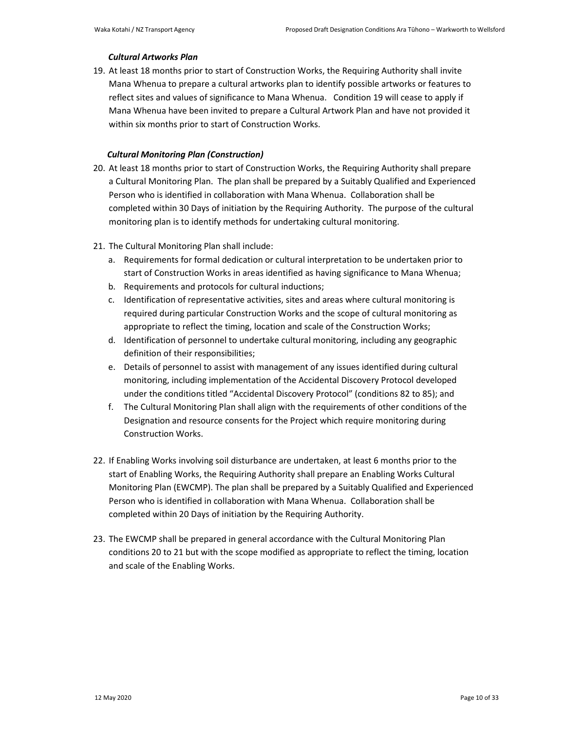***Cultural Artworks Plan***

19. At least 18 months prior to start of Construction Works, the Requiring Authority shall invite Mana Whenua to prepare a cultural artworks plan to identify possible artworks or features to reflect sites and values of significance to Mana Whenua. Condition 19 will cease to apply if Mana Whenua have been invited to prepare a Cultural Artwork Plan and have not provided it within six months prior to start of Construction Works.

***Cultural Monitoring Plan (Construction)***

20. At least 18 months prior to start of Construction Works, the Requiring Authority shall prepare a Cultural Monitoring Plan. The plan shall be prepared by a Suitably Qualified and Experienced Person who is identified in collaboration with Mana Whenua. Collaboration shall be completed within 30 Days of initiation by the Requiring Authority. The purpose of the cultural monitoring plan is to identify methods for undertaking cultural monitoring.

21. The Cultural Monitoring Plan shall include:
    a. Requirements for formal dedication or cultural interpretation to be undertaken prior to start of Construction Works in areas identified as having significance to Mana Whenua;
    b. Requirements and protocols for cultural inductions;
    c. Identification of representative activities, sites and areas where cultural monitoring is required during particular Construction Works and the scope of cultural monitoring as appropriate to reflect the timing, location and scale of the Construction Works;
    d. Identification of personnel to undertake cultural monitoring, including any geographic definition of their responsibilities;
    e. Details of personnel to assist with management of any issues identified during cultural monitoring, including implementation of the Accidental Discovery Protocol developed under the conditions titled "Accidental Discovery Protocol" (conditions 82 to 85); and
    f. The Cultural Monitoring Plan shall align with the requirements of other conditions of the Designation and resource consents for the Project which require monitoring during Construction Works.

22. If Enabling Works involving soil disturbance are undertaken, at least 6 months prior to the start of Enabling Works, the Requiring Authority shall prepare an Enabling Works Cultural Monitoring Plan (EWCMP). The plan shall be prepared by a Suitably Qualified and Experienced Person who is identified in collaboration with Mana Whenua. Collaboration shall be completed within 20 Days of initiation by the Requiring Authority.

23. The EWCMP shall be prepared in general accordance with the Cultural Monitoring Plan conditions 20 to 21 but with the scope modified as appropriate to reflect the timing, location and scale of the Enabling Works.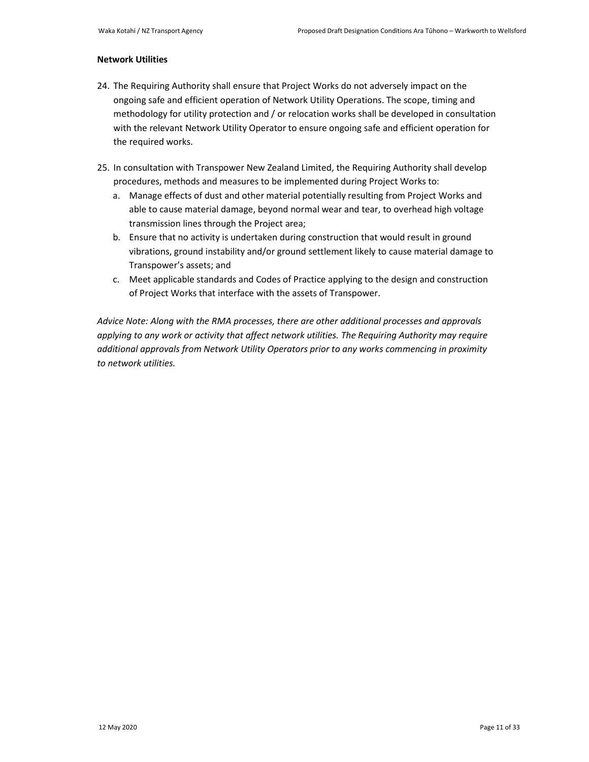**Network Utilities**

24. The Requiring Authority shall ensure that Project Works do not adversely impact on the ongoing safe and efficient operation of Network Utility Operations. The scope, timing and methodology for utility protection and / or relocation works shall be developed in consultation with the relevant Network Utility Operator to ensure ongoing safe and efficient operation for the required works.

25. In consultation with Transpower New Zealand Limited, the Requiring Authority shall develop procedures, methods and measures to be implemented during Project Works to:
    a. Manage effects of dust and other material potentially resulting from Project Works and able to cause material damage, beyond normal wear and tear, to overhead high voltage transmission lines through the Project area;
    b. Ensure that no activity is undertaken during construction that would result in ground vibrations, ground instability and/or ground settlement likely to cause material damage to Transpower's assets; and
    c. Meet applicable standards and Codes of Practice applying to the design and construction of Project Works that interface with the assets of Transpower.

*Advice Note: Along with the RMA processes, there are other additional processes and approvals applying to any work or activity that affect network utilities. The Requiring Authority may require additional approvals from Network Utility Operators prior to any works commencing in proximity to network utilities.*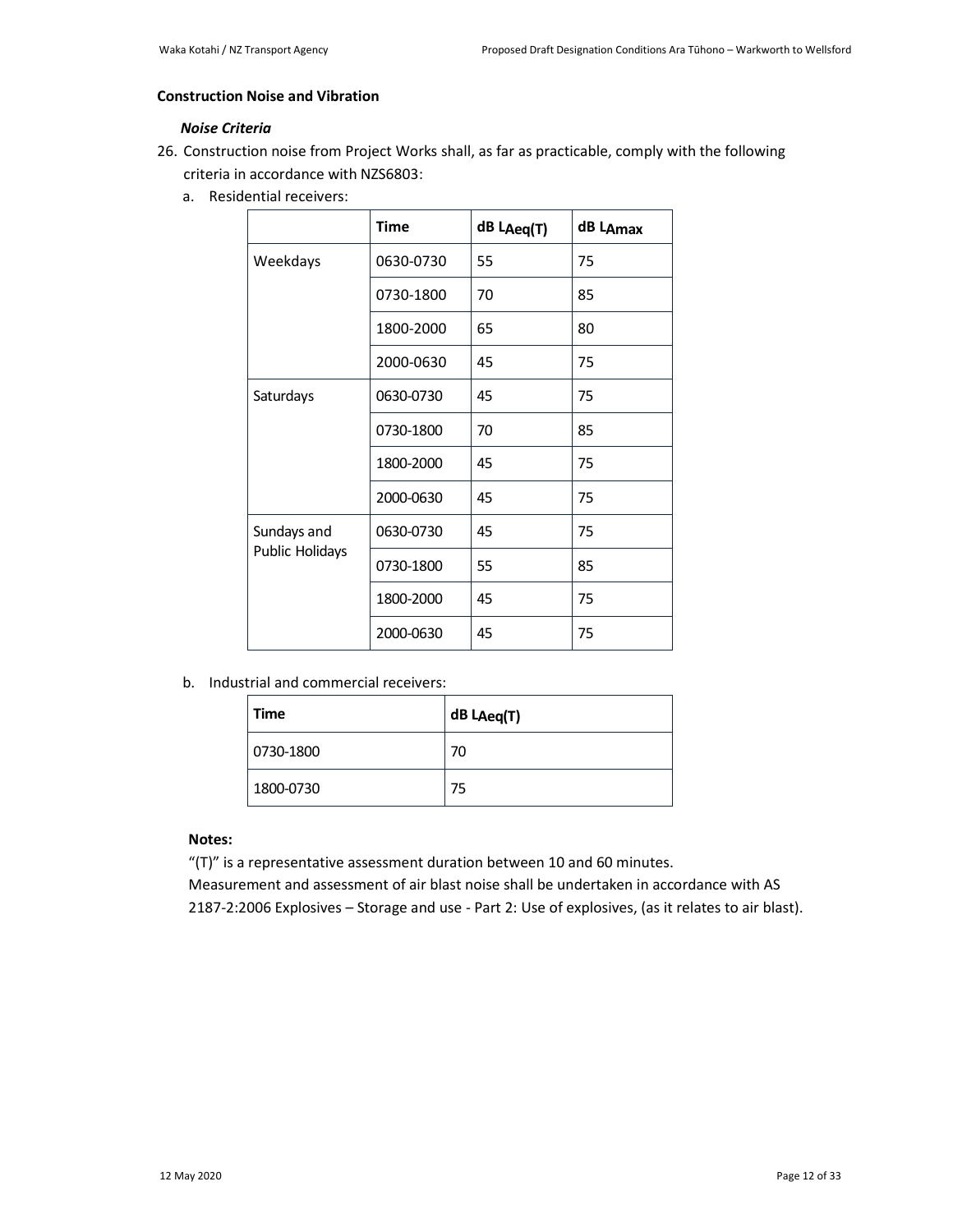**Construction Noise and Vibration**

***Noise Criteria***

26. Construction noise from Project Works shall, as far as practicable, comply with the following criteria in accordance with NZS6803:

    a. Residential receivers:

| | Time | dB $L_{Aeq(T)}$ | dB $L_{Amax}$ |
|---|---|---|---|
| Weekdays | 0630-0730 | 55 | 75 |
| | 0730-1800 | 70 | 85 |
| | 1800-2000 | 65 | 80 |
| | 2000-0630 | 45 | 75 |
| Saturdays | 0630-0730 | 45 | 75 |
| | 0730-1800 | 70 | 85 |
| | 1800-2000 | 45 | 75 |
| | 2000-0630 | 45 | 75 |
| Sundays and Public Holidays | 0630-0730 | 45 | 75 |
| | 0730-1800 | 55 | 85 |
| | 1800-2000 | 45 | 75 |
| | 2000-0630 | 45 | 75 |

    b. Industrial and commercial receivers:

| Time | dB $L_{Aeq(T)}$ |
|---|---|
| 0730-1800 | 70 |
| 1800-0730 | 75 |

**Notes:**

"(T)" is a representative assessment duration between 10 and 60 minutes.

Measurement and assessment of air blast noise shall be undertaken in accordance with AS 2187-2:2006 Explosives – Storage and use - Part 2: Use of explosives, (as it relates to air blast).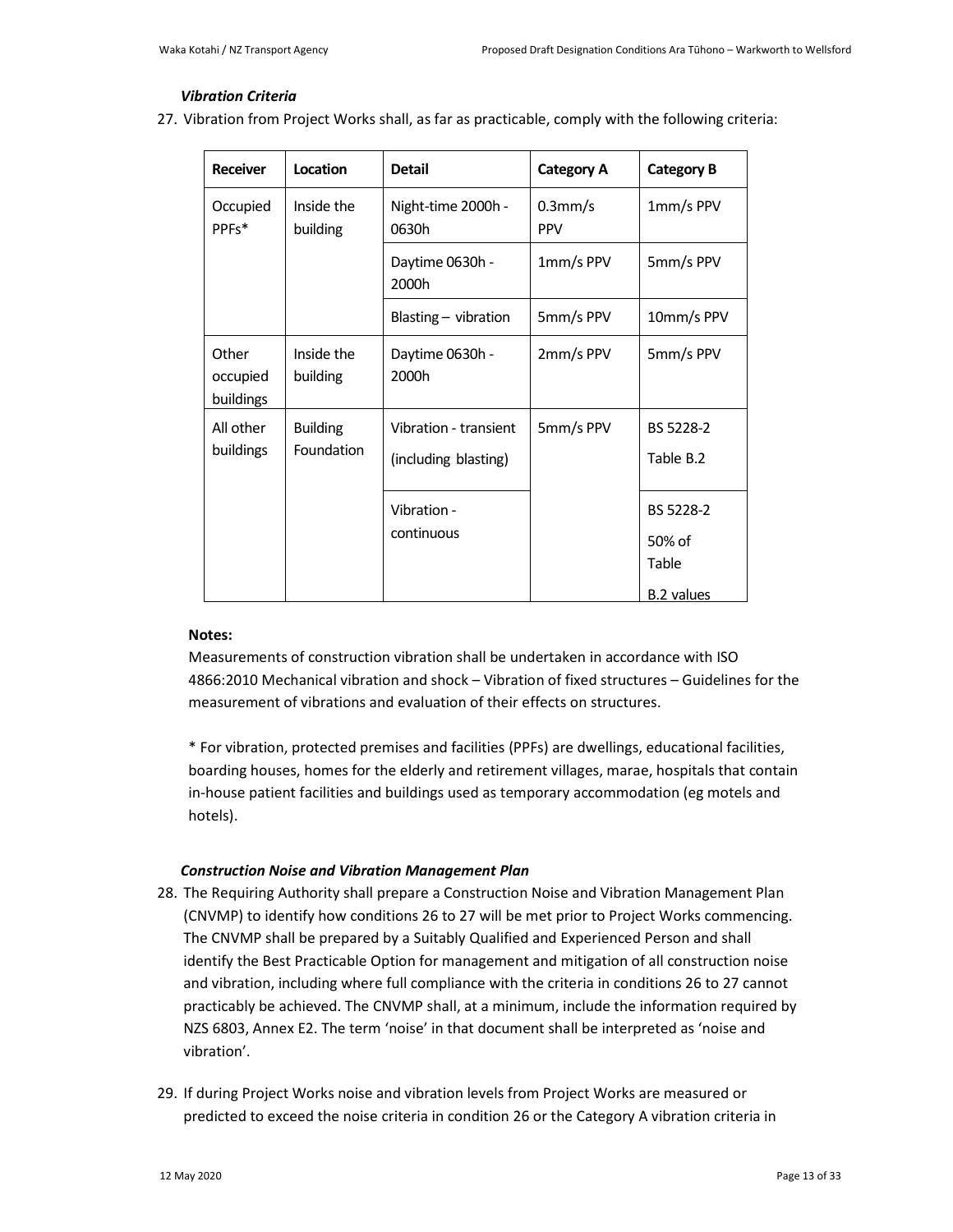### *Vibration Criteria*

27. Vibration from Project Works shall, as far as practicable, comply with the following criteria:

| Receiver | Location | Detail | Category A | Category B |
|---|---|---|---|---|
| Occupied PPFs* | Inside the building | Night-time 2000h - 0630h | 0.3mm/s PPV | 1mm/s PPV |
| | | Daytime 0630h - 2000h | 1mm/s PPV | 5mm/s PPV |
| | | Blasting – vibration | 5mm/s PPV | 10mm/s PPV |
| Other occupied buildings | Inside the building | Daytime 0630h - 2000h | 2mm/s PPV | 5mm/s PPV |
| All other buildings | Building Foundation | Vibration - transient (including blasting) | 5mm/s PPV | BS 5228-2 Table B.2 |
| | | Vibration - continuous | | BS 5228-2 50% of Table B.2 values |

**Notes:**

Measurements of construction vibration shall be undertaken in accordance with ISO 4866:2010 Mechanical vibration and shock – Vibration of fixed structures – Guidelines for the measurement of vibrations and evaluation of their effects on structures.

* For vibration, protected premises and facilities (PPFs) are dwellings, educational facilities, boarding houses, homes for the elderly and retirement villages, marae, hospitals that contain in-house patient facilities and buildings used as temporary accommodation (eg motels and hotels).

### *Construction Noise and Vibration Management Plan*

28. The Requiring Authority shall prepare a Construction Noise and Vibration Management Plan (CNVMP) to identify how conditions 26 to 27 will be met prior to Project Works commencing. The CNVMP shall be prepared by a Suitably Qualified and Experienced Person and shall identify the Best Practicable Option for management and mitigation of all construction noise and vibration, including where full compliance with the criteria in conditions 26 to 27 cannot practicably be achieved. The CNVMP shall, at a minimum, include the information required by NZS 6803, Annex E2. The term 'noise' in that document shall be interpreted as 'noise and vibration'.

29. If during Project Works noise and vibration levels from Project Works are measured or predicted to exceed the noise criteria in condition 26 or the Category A vibration criteria in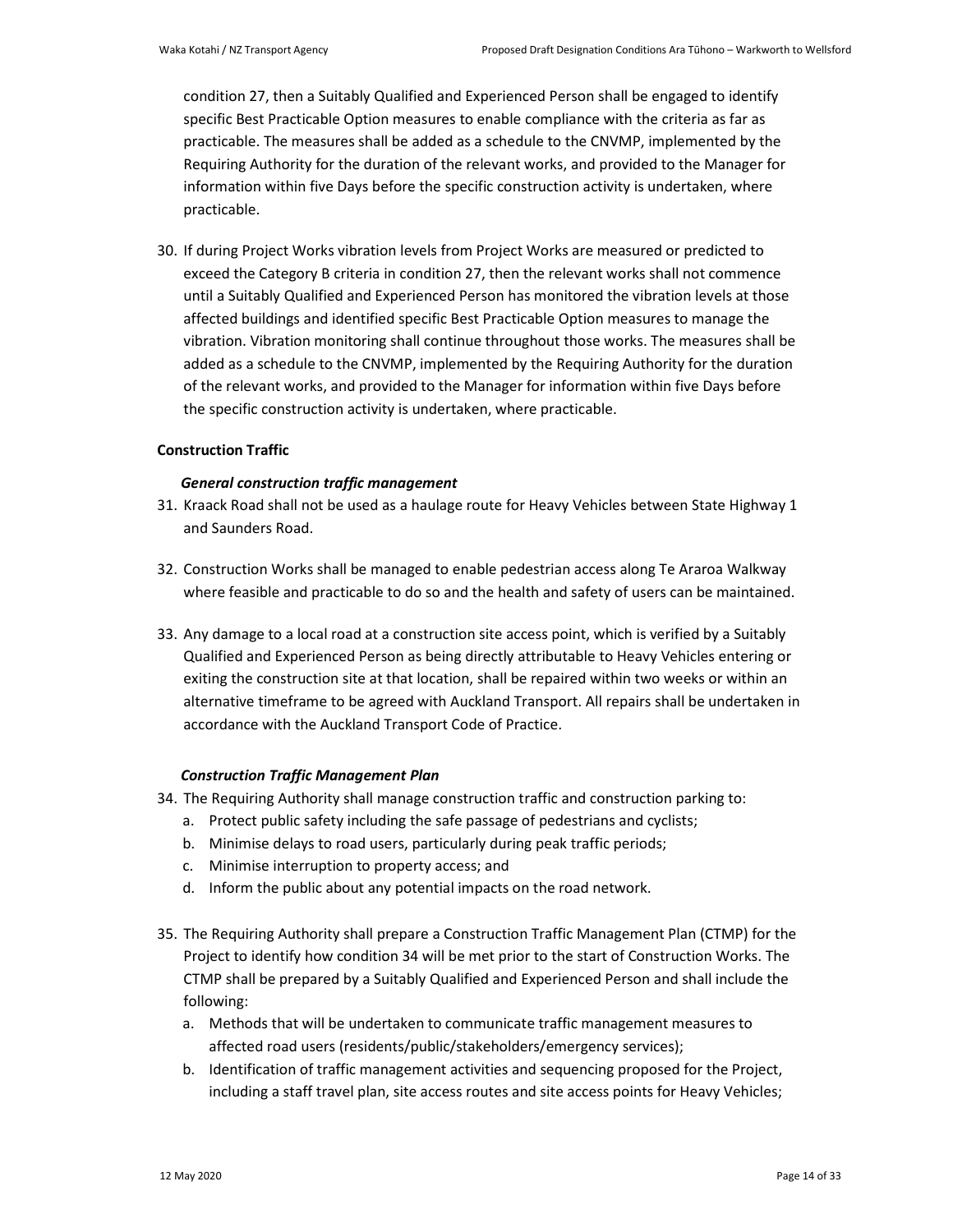condition 27, then a Suitably Qualified and Experienced Person shall be engaged to identify specific Best Practicable Option measures to enable compliance with the criteria as far as practicable. The measures shall be added as a schedule to the CNVMP, implemented by the Requiring Authority for the duration of the relevant works, and provided to the Manager for information within five Days before the specific construction activity is undertaken, where practicable.

30. If during Project Works vibration levels from Project Works are measured or predicted to exceed the Category B criteria in condition 27, then the relevant works shall not commence until a Suitably Qualified and Experienced Person has monitored the vibration levels at those affected buildings and identified specific Best Practicable Option measures to manage the vibration. Vibration monitoring shall continue throughout those works. The measures shall be added as a schedule to the CNVMP, implemented by the Requiring Authority for the duration of the relevant works, and provided to the Manager for information within five Days before the specific construction activity is undertaken, where practicable.

**Construction Traffic**

***General construction traffic management***

31. Kraack Road shall not be used as a haulage route for Heavy Vehicles between State Highway 1 and Saunders Road.

32. Construction Works shall be managed to enable pedestrian access along Te Araroa Walkway where feasible and practicable to do so and the health and safety of users can be maintained.

33. Any damage to a local road at a construction site access point, which is verified by a Suitably Qualified and Experienced Person as being directly attributable to Heavy Vehicles entering or exiting the construction site at that location, shall be repaired within two weeks or within an alternative timeframe to be agreed with Auckland Transport. All repairs shall be undertaken in accordance with the Auckland Transport Code of Practice.

***Construction Traffic Management Plan***

34. The Requiring Authority shall manage construction traffic and construction parking to:
    a. Protect public safety including the safe passage of pedestrians and cyclists;
    b. Minimise delays to road users, particularly during peak traffic periods;
    c. Minimise interruption to property access; and
    d. Inform the public about any potential impacts on the road network.

35. The Requiring Authority shall prepare a Construction Traffic Management Plan (CTMP) for the Project to identify how condition 34 will be met prior to the start of Construction Works. The CTMP shall be prepared by a Suitably Qualified and Experienced Person and shall include the following:
    a. Methods that will be undertaken to communicate traffic management measures to affected road users (residents/public/stakeholders/emergency services);
    b. Identification of traffic management activities and sequencing proposed for the Project, including a staff travel plan, site access routes and site access points for Heavy Vehicles;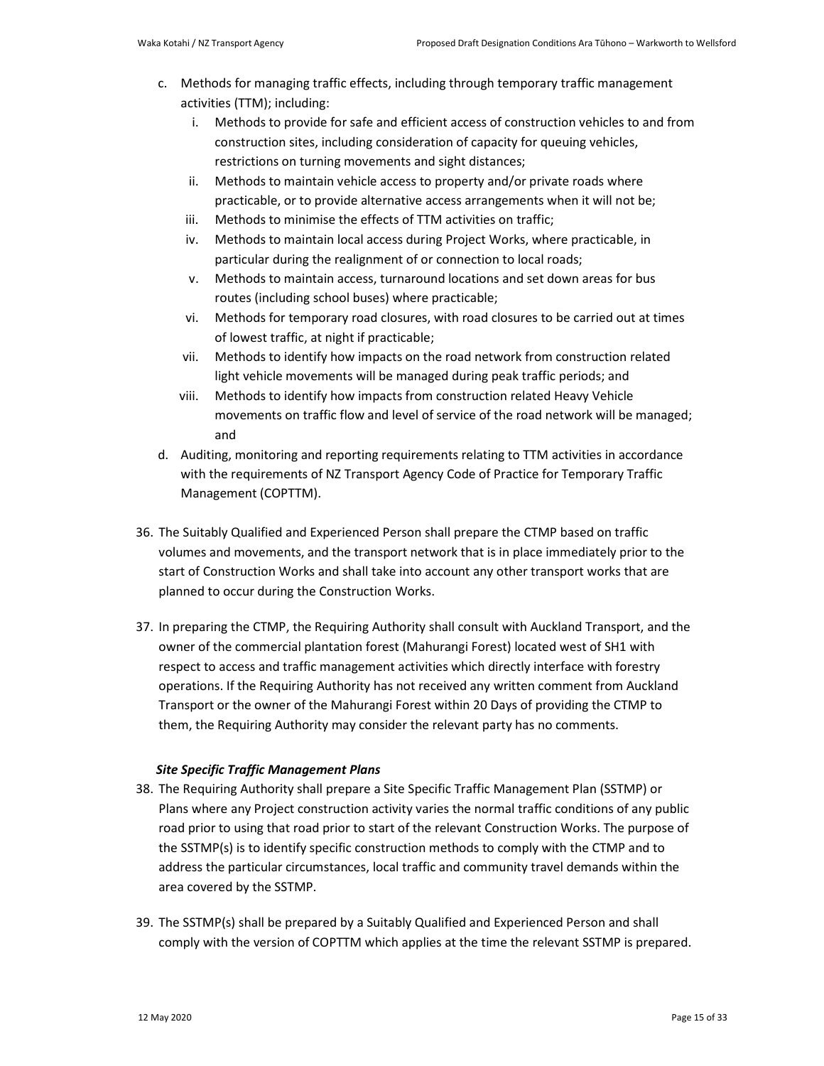c. Methods for managing traffic effects, including through temporary traffic management activities (TTM); including:
   i. Methods to provide for safe and efficient access of construction vehicles to and from construction sites, including consideration of capacity for queuing vehicles, restrictions on turning movements and sight distances;
   ii. Methods to maintain vehicle access to property and/or private roads where practicable, or to provide alternative access arrangements when it will not be;
   iii. Methods to minimise the effects of TTM activities on traffic;
   iv. Methods to maintain local access during Project Works, where practicable, in particular during the realignment of or connection to local roads;
   v. Methods to maintain access, turnaround locations and set down areas for bus routes (including school buses) where practicable;
   vi. Methods for temporary road closures, with road closures to be carried out at times of lowest traffic, at night if practicable;
   vii. Methods to identify how impacts on the road network from construction related light vehicle movements will be managed during peak traffic periods; and
   viii. Methods to identify how impacts from construction related Heavy Vehicle movements on traffic flow and level of service of the road network will be managed; and

d. Auditing, monitoring and reporting requirements relating to TTM activities in accordance with the requirements of NZ Transport Agency Code of Practice for Temporary Traffic Management (COPTTM).

36. The Suitably Qualified and Experienced Person shall prepare the CTMP based on traffic volumes and movements, and the transport network that is in place immediately prior to the start of Construction Works and shall take into account any other transport works that are planned to occur during the Construction Works.

37. In preparing the CTMP, the Requiring Authority shall consult with Auckland Transport, and the owner of the commercial plantation forest (Mahurangi Forest) located west of SH1 with respect to access and traffic management activities which directly interface with forestry operations. If the Requiring Authority has not received any written comment from Auckland Transport or the owner of the Mahurangi Forest within 20 Days of providing the CTMP to them, the Requiring Authority may consider the relevant party has no comments.

***Site Specific Traffic Management Plans***

38. The Requiring Authority shall prepare a Site Specific Traffic Management Plan (SSTMP) or Plans where any Project construction activity varies the normal traffic conditions of any public road prior to using that road prior to start of the relevant Construction Works. The purpose of the SSTMP(s) is to identify specific construction methods to comply with the CTMP and to address the particular circumstances, local traffic and community travel demands within the area covered by the SSTMP.

39. The SSTMP(s) shall be prepared by a Suitably Qualified and Experienced Person and shall comply with the version of COPTTM which applies at the time the relevant SSTMP is prepared.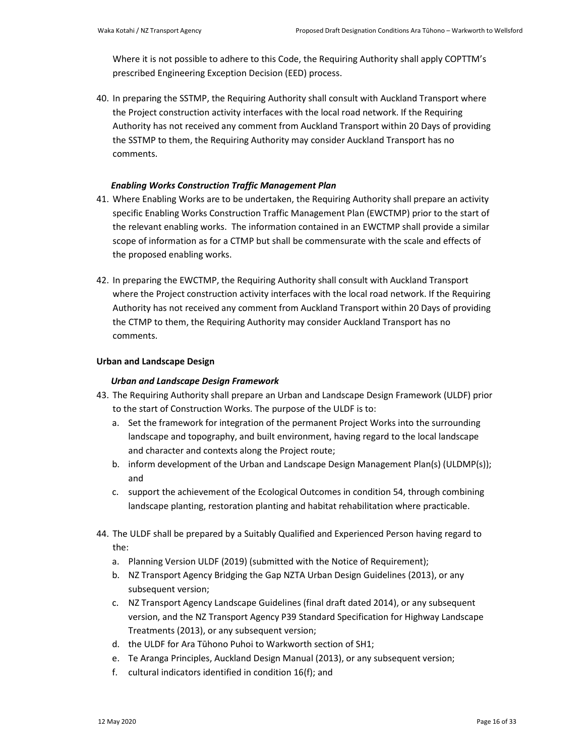Where it is not possible to adhere to this Code, the Requiring Authority shall apply COPTTM's prescribed Engineering Exception Decision (EED) process.

40. In preparing the SSTMP, the Requiring Authority shall consult with Auckland Transport where the Project construction activity interfaces with the local road network. If the Requiring Authority has not received any comment from Auckland Transport within 20 Days of providing the SSTMP to them, the Requiring Authority may consider Auckland Transport has no comments.

***Enabling Works Construction Traffic Management Plan***

41. Where Enabling Works are to be undertaken, the Requiring Authority shall prepare an activity specific Enabling Works Construction Traffic Management Plan (EWCTMP) prior to the start of the relevant enabling works. The information contained in an EWCTMP shall provide a similar scope of information as for a CTMP but shall be commensurate with the scale and effects of the proposed enabling works.

42. In preparing the EWCTMP, the Requiring Authority shall consult with Auckland Transport where the Project construction activity interfaces with the local road network. If the Requiring Authority has not received any comment from Auckland Transport within 20 Days of providing the CTMP to them, the Requiring Authority may consider Auckland Transport has no comments.

**Urban and Landscape Design**

***Urban and Landscape Design Framework***

43. The Requiring Authority shall prepare an Urban and Landscape Design Framework (ULDF) prior to the start of Construction Works. The purpose of the ULDF is to:
    a. Set the framework for integration of the permanent Project Works into the surrounding landscape and topography, and built environment, having regard to the local landscape and character and contexts along the Project route;
    b. inform development of the Urban and Landscape Design Management Plan(s) (ULDMP(s)); and
    c. support the achievement of the Ecological Outcomes in condition 54, through combining landscape planting, restoration planting and habitat rehabilitation where practicable.

44. The ULDF shall be prepared by a Suitably Qualified and Experienced Person having regard to the:
    a. Planning Version ULDF (2019) (submitted with the Notice of Requirement);
    b. NZ Transport Agency Bridging the Gap NZTA Urban Design Guidelines (2013), or any subsequent version;
    c. NZ Transport Agency Landscape Guidelines (final draft dated 2014), or any subsequent version, and the NZ Transport Agency P39 Standard Specification for Highway Landscape Treatments (2013), or any subsequent version;
    d. the ULDF for Ara Tūhono Puhoi to Warkworth section of SH1;
    e. Te Aranga Principles, Auckland Design Manual (2013), or any subsequent version;
    f. cultural indicators identified in condition 16(f); and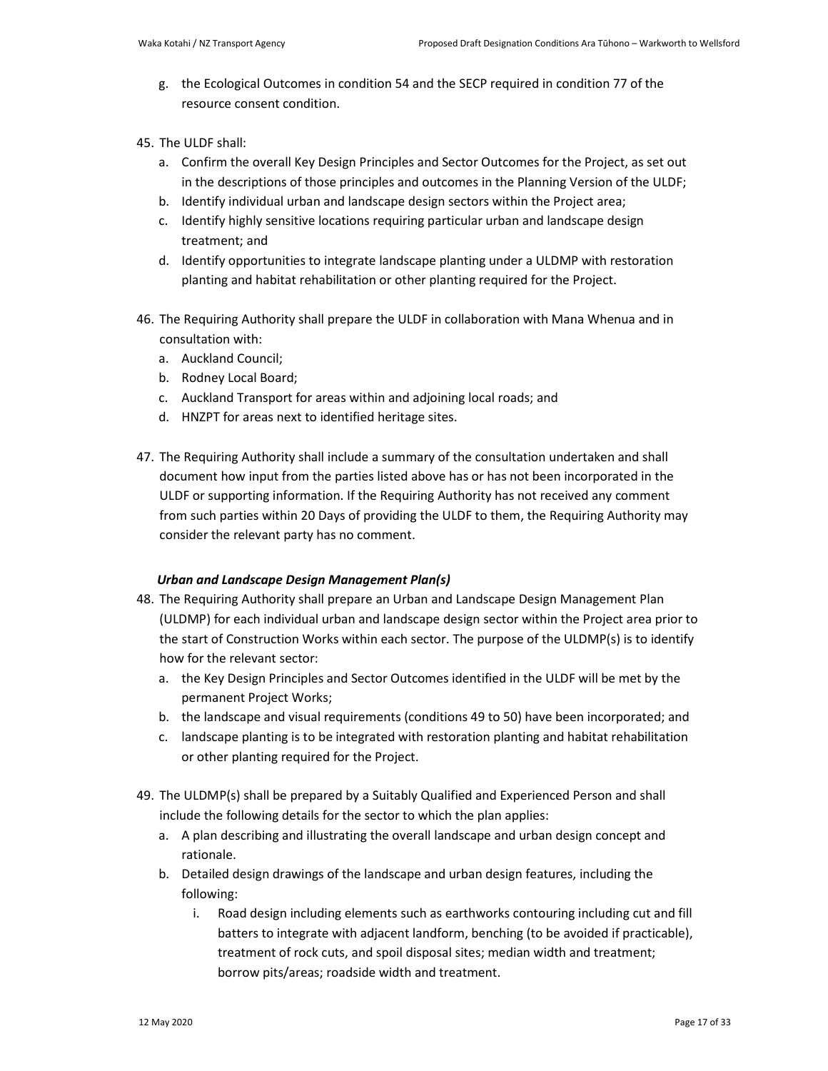g. the Ecological Outcomes in condition 54 and the SECP required in condition 77 of the resource consent condition.

45. The ULDF shall:
    a. Confirm the overall Key Design Principles and Sector Outcomes for the Project, as set out in the descriptions of those principles and outcomes in the Planning Version of the ULDF;
    b. Identify individual urban and landscape design sectors within the Project area;
    c. Identify highly sensitive locations requiring particular urban and landscape design treatment; and
    d. Identify opportunities to integrate landscape planting under a ULDMP with restoration planting and habitat rehabilitation or other planting required for the Project.

46. The Requiring Authority shall prepare the ULDF in collaboration with Mana Whenua and in consultation with:
    a. Auckland Council;
    b. Rodney Local Board;
    c. Auckland Transport for areas within and adjoining local roads; and
    d. HNZPT for areas next to identified heritage sites.

47. The Requiring Authority shall include a summary of the consultation undertaken and shall document how input from the parties listed above has or has not been incorporated in the ULDF or supporting information. If the Requiring Authority has not received any comment from such parties within 20 Days of providing the ULDF to them, the Requiring Authority may consider the relevant party has no comment.

***Urban and Landscape Design Management Plan(s)***

48. The Requiring Authority shall prepare an Urban and Landscape Design Management Plan (ULDMP) for each individual urban and landscape design sector within the Project area prior to the start of Construction Works within each sector. The purpose of the ULDMP(s) is to identify how for the relevant sector:
    a. the Key Design Principles and Sector Outcomes identified in the ULDF will be met by the permanent Project Works;
    b. the landscape and visual requirements (conditions 49 to 50) have been incorporated; and
    c. landscape planting is to be integrated with restoration planting and habitat rehabilitation or other planting required for the Project.

49. The ULDMP(s) shall be prepared by a Suitably Qualified and Experienced Person and shall include the following details for the sector to which the plan applies:
    a. A plan describing and illustrating the overall landscape and urban design concept and rationale.
    b. Detailed design drawings of the landscape and urban design features, including the following:
        i. Road design including elements such as earthworks contouring including cut and fill batters to integrate with adjacent landform, benching (to be avoided if practicable), treatment of rock cuts, and spoil disposal sites; median width and treatment; borrow pits/areas; roadside width and treatment.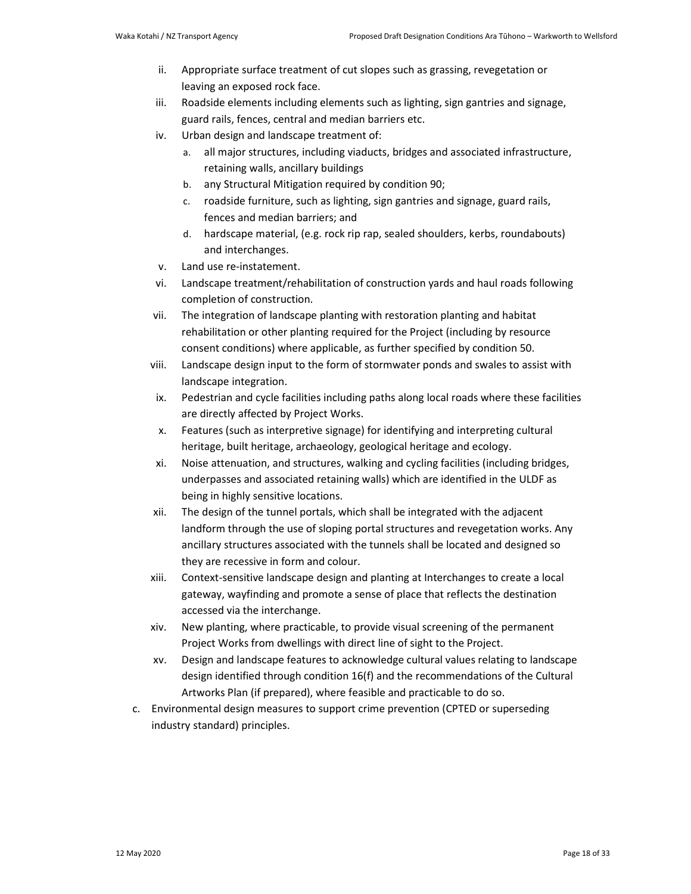ii. Appropriate surface treatment of cut slopes such as grassing, revegetation or leaving an exposed rock face.

iii. Roadside elements including elements such as lighting, sign gantries and signage, guard rails, fences, central and median barriers etc.

iv. Urban design and landscape treatment of:

   a. all major structures, including viaducts, bridges and associated infrastructure, retaining walls, ancillary buildings

   b. any Structural Mitigation required by condition 90;

   c. roadside furniture, such as lighting, sign gantries and signage, guard rails, fences and median barriers; and

   d. hardscape material, (e.g. rock rip rap, sealed shoulders, kerbs, roundabouts) and interchanges.

v. Land use re-instatement.

vi. Landscape treatment/rehabilitation of construction yards and haul roads following completion of construction.

vii. The integration of landscape planting with restoration planting and habitat rehabilitation or other planting required for the Project (including by resource consent conditions) where applicable, as further specified by condition 50.

viii. Landscape design input to the form of stormwater ponds and swales to assist with landscape integration.

ix. Pedestrian and cycle facilities including paths along local roads where these facilities are directly affected by Project Works.

x. Features (such as interpretive signage) for identifying and interpreting cultural heritage, built heritage, archaeology, geological heritage and ecology.

xi. Noise attenuation, and structures, walking and cycling facilities (including bridges, underpasses and associated retaining walls) which are identified in the ULDF as being in highly sensitive locations.

xii. The design of the tunnel portals, which shall be integrated with the adjacent landform through the use of sloping portal structures and revegetation works. Any ancillary structures associated with the tunnels shall be located and designed so they are recessive in form and colour.

xiii. Context-sensitive landscape design and planting at Interchanges to create a local gateway, wayfinding and promote a sense of place that reflects the destination accessed via the interchange.

xiv. New planting, where practicable, to provide visual screening of the permanent Project Works from dwellings with direct line of sight to the Project.

xv. Design and landscape features to acknowledge cultural values relating to landscape design identified through condition 16(f) and the recommendations of the Cultural Artworks Plan (if prepared), where feasible and practicable to do so.

c. Environmental design measures to support crime prevention (CPTED or superseding industry standard) principles.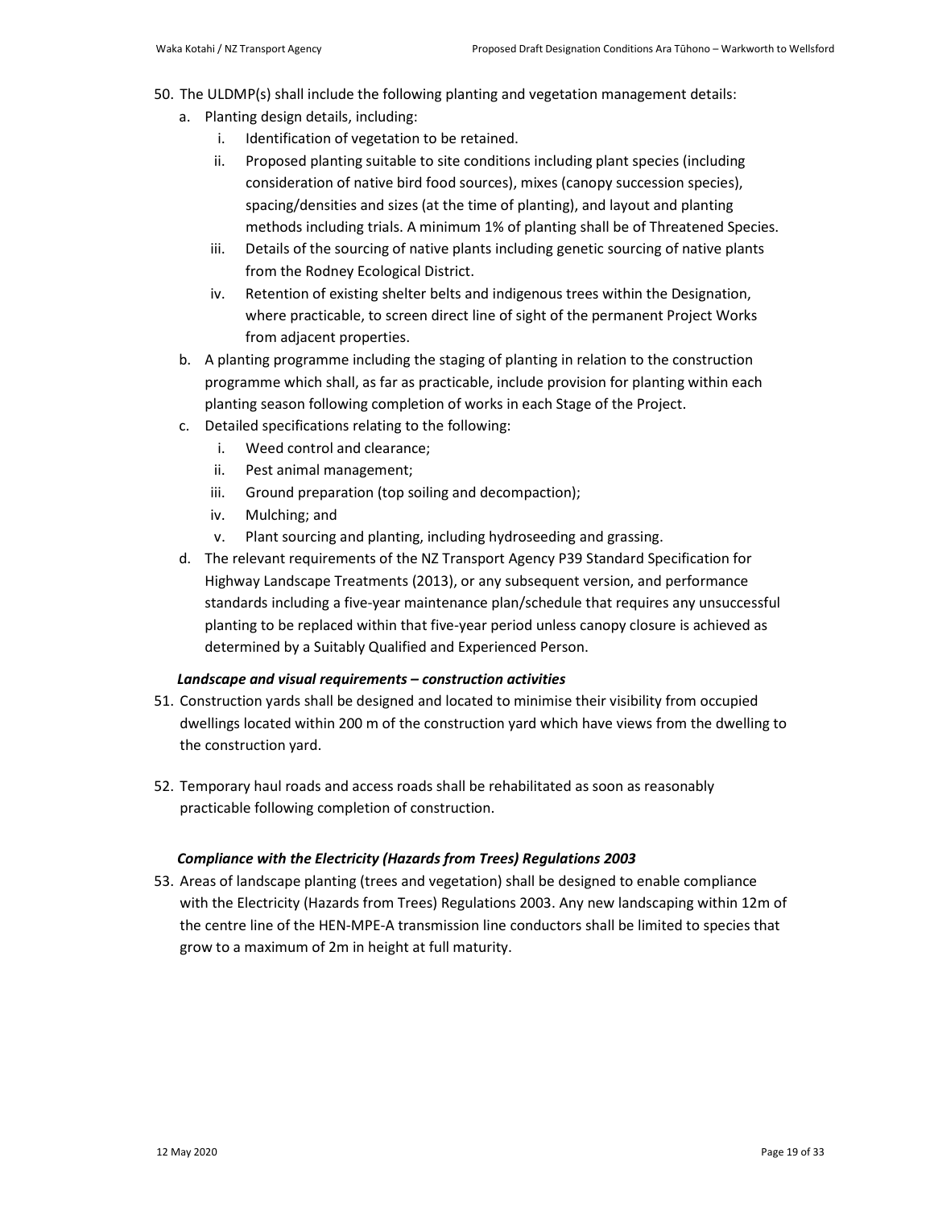50. The ULDMP(s) shall include the following planting and vegetation management details:
    a. Planting design details, including:
        i. Identification of vegetation to be retained.
        ii. Proposed planting suitable to site conditions including plant species (including consideration of native bird food sources), mixes (canopy succession species), spacing/densities and sizes (at the time of planting), and layout and planting methods including trials. A minimum 1% of planting shall be of Threatened Species.
        iii. Details of the sourcing of native plants including genetic sourcing of native plants from the Rodney Ecological District.
        iv. Retention of existing shelter belts and indigenous trees within the Designation, where practicable, to screen direct line of sight of the permanent Project Works from adjacent properties.
    b. A planting programme including the staging of planting in relation to the construction programme which shall, as far as practicable, include provision for planting within each planting season following completion of works in each Stage of the Project.
    c. Detailed specifications relating to the following:
        i. Weed control and clearance;
        ii. Pest animal management;
        iii. Ground preparation (top soiling and decompaction);
        iv. Mulching; and
        v. Plant sourcing and planting, including hydroseeding and grassing.
    d. The relevant requirements of the NZ Transport Agency P39 Standard Specification for Highway Landscape Treatments (2013), or any subsequent version, and performance standards including a five-year maintenance plan/schedule that requires any unsuccessful planting to be replaced within that five-year period unless canopy closure is achieved as determined by a Suitably Qualified and Experienced Person.

***Landscape and visual requirements – construction activities***

51. Construction yards shall be designed and located to minimise their visibility from occupied dwellings located within 200 m of the construction yard which have views from the dwelling to the construction yard.

52. Temporary haul roads and access roads shall be rehabilitated as soon as reasonably practicable following completion of construction.

***Compliance with the Electricity (Hazards from Trees) Regulations 2003***

53. Areas of landscape planting (trees and vegetation) shall be designed to enable compliance with the Electricity (Hazards from Trees) Regulations 2003. Any new landscaping within 12m of the centre line of the HEN-MPE-A transmission line conductors shall be limited to species that grow to a maximum of 2m in height at full maturity.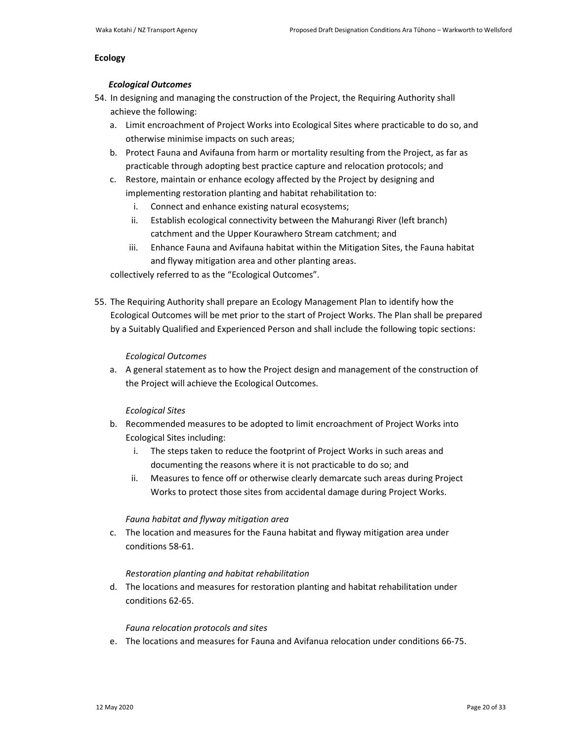## Ecology

### *Ecological Outcomes*

54. In designing and managing the construction of the Project, the Requiring Authority shall achieve the following:
    a. Limit encroachment of Project Works into Ecological Sites where practicable to do so, and otherwise minimise impacts on such areas;
    b. Protect Fauna and Avifauna from harm or mortality resulting from the Project, as far as practicable through adopting best practice capture and relocation protocols; and
    c. Restore, maintain or enhance ecology affected by the Project by designing and implementing restoration planting and habitat rehabilitation to:
        i. Connect and enhance existing natural ecosystems;
        ii. Establish ecological connectivity between the Mahurangi River (left branch) catchment and the Upper Kourawhero Stream catchment; and
        iii. Enhance Fauna and Avifauna habitat within the Mitigation Sites, the Fauna habitat and flyway mitigation area and other planting areas.

    collectively referred to as the "Ecological Outcomes".

55. The Requiring Authority shall prepare an Ecology Management Plan to identify how the Ecological Outcomes will be met prior to the start of Project Works. The Plan shall be prepared by a Suitably Qualified and Experienced Person and shall include the following topic sections:

    *Ecological Outcomes*

    a. A general statement as to how the Project design and management of the construction of the Project will achieve the Ecological Outcomes.

    *Ecological Sites*

    b. Recommended measures to be adopted to limit encroachment of Project Works into Ecological Sites including:
        i. The steps taken to reduce the footprint of Project Works in such areas and documenting the reasons where it is not practicable to do so; and
        ii. Measures to fence off or otherwise clearly demarcate such areas during Project Works to protect those sites from accidental damage during Project Works.

    *Fauna habitat and flyway mitigation area*

    c. The location and measures for the Fauna habitat and flyway mitigation area under conditions 58-61.

    *Restoration planting and habitat rehabilitation*

    d. The locations and measures for restoration planting and habitat rehabilitation under conditions 62-65.

    *Fauna relocation protocols and sites*

    e. The locations and measures for Fauna and Avifanua relocation under conditions 66-75.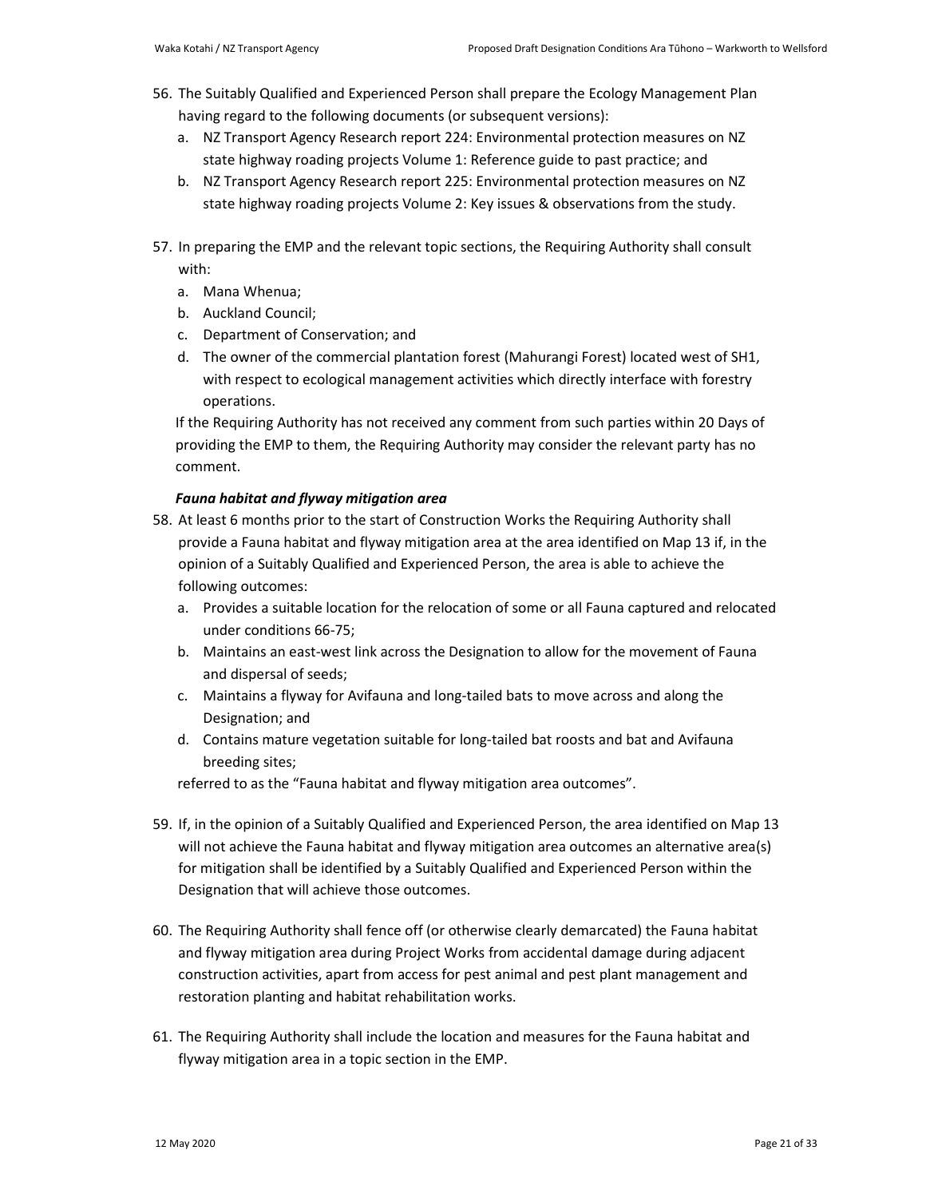56. The Suitably Qualified and Experienced Person shall prepare the Ecology Management Plan having regard to the following documents (or subsequent versions):
    a. NZ Transport Agency Research report 224: Environmental protection measures on NZ state highway roading projects Volume 1: Reference guide to past practice; and
    b. NZ Transport Agency Research report 225: Environmental protection measures on NZ state highway roading projects Volume 2: Key issues & observations from the study.

57. In preparing the EMP and the relevant topic sections, the Requiring Authority shall consult with:
    a. Mana Whenua;
    b. Auckland Council;
    c. Department of Conservation; and
    d. The owner of the commercial plantation forest (Mahurangi Forest) located west of SH1, with respect to ecological management activities which directly interface with forestry operations.

    If the Requiring Authority has not received any comment from such parties within 20 Days of providing the EMP to them, the Requiring Authority may consider the relevant party has no comment.

***Fauna habitat and flyway mitigation area***

58. At least 6 months prior to the start of Construction Works the Requiring Authority shall provide a Fauna habitat and flyway mitigation area at the area identified on Map 13 if, in the opinion of a Suitably Qualified and Experienced Person, the area is able to achieve the following outcomes:
    a. Provides a suitable location for the relocation of some or all Fauna captured and relocated under conditions 66-75;
    b. Maintains an east-west link across the Designation to allow for the movement of Fauna and dispersal of seeds;
    c. Maintains a flyway for Avifauna and long-tailed bats to move across and along the Designation; and
    d. Contains mature vegetation suitable for long-tailed bat roosts and bat and Avifauna breeding sites;

    referred to as the "Fauna habitat and flyway mitigation area outcomes".

59. If, in the opinion of a Suitably Qualified and Experienced Person, the area identified on Map 13 will not achieve the Fauna habitat and flyway mitigation area outcomes an alternative area(s) for mitigation shall be identified by a Suitably Qualified and Experienced Person within the Designation that will achieve those outcomes.

60. The Requiring Authority shall fence off (or otherwise clearly demarcated) the Fauna habitat and flyway mitigation area during Project Works from accidental damage during adjacent construction activities, apart from access for pest animal and pest plant management and restoration planting and habitat rehabilitation works.

61. The Requiring Authority shall include the location and measures for the Fauna habitat and flyway mitigation area in a topic section in the EMP.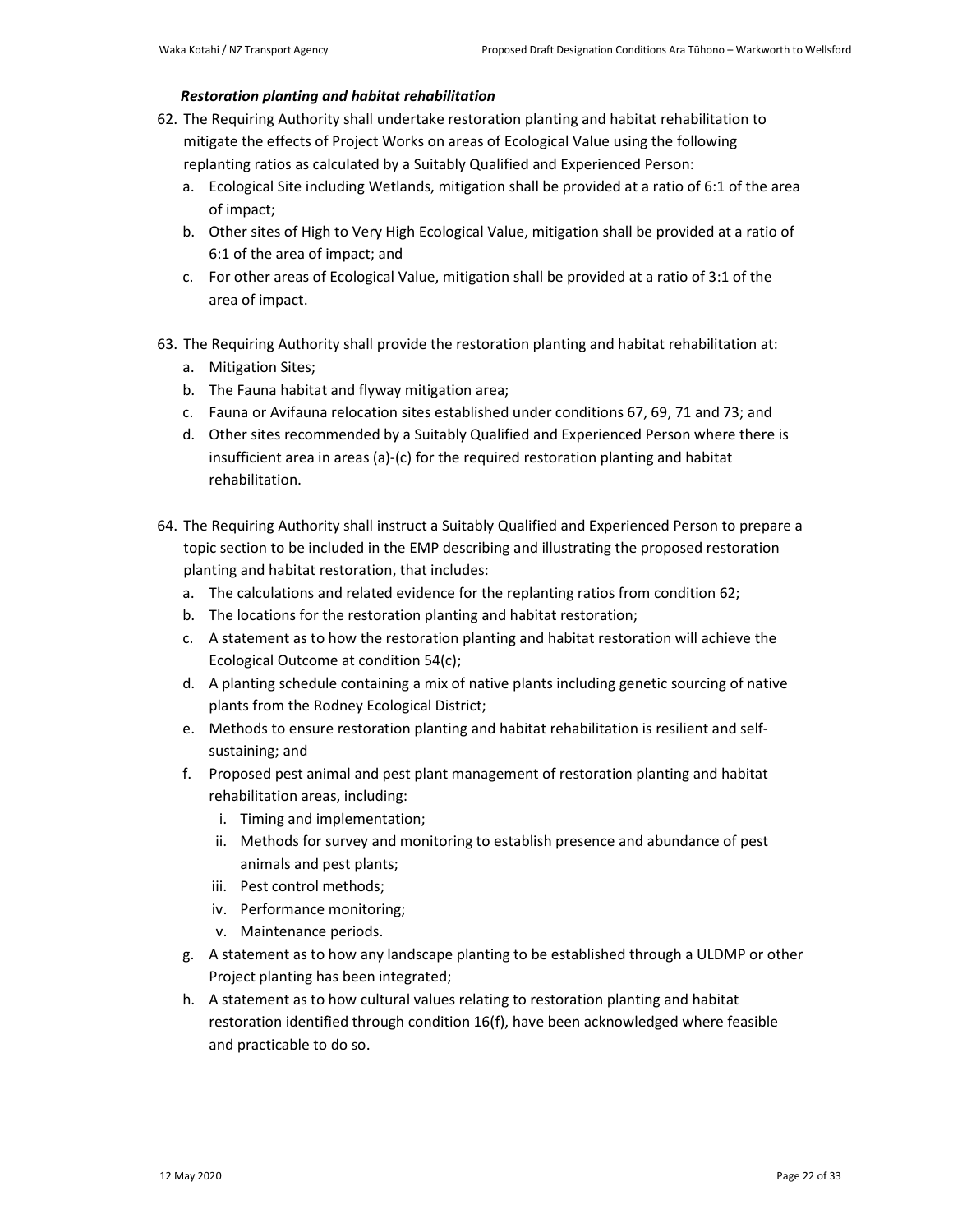***Restoration planting and habitat rehabilitation***

62. The Requiring Authority shall undertake restoration planting and habitat rehabilitation to mitigate the effects of Project Works on areas of Ecological Value using the following replanting ratios as calculated by a Suitably Qualified and Experienced Person:
    a. Ecological Site including Wetlands, mitigation shall be provided at a ratio of 6:1 of the area of impact;
    b. Other sites of High to Very High Ecological Value, mitigation shall be provided at a ratio of 6:1 of the area of impact; and
    c. For other areas of Ecological Value, mitigation shall be provided at a ratio of 3:1 of the area of impact.

63. The Requiring Authority shall provide the restoration planting and habitat rehabilitation at:
    a. Mitigation Sites;
    b. The Fauna habitat and flyway mitigation area;
    c. Fauna or Avifauna relocation sites established under conditions 67, 69, 71 and 73; and
    d. Other sites recommended by a Suitably Qualified and Experienced Person where there is insufficient area in areas (a)-(c) for the required restoration planting and habitat rehabilitation.

64. The Requiring Authority shall instruct a Suitably Qualified and Experienced Person to prepare a topic section to be included in the EMP describing and illustrating the proposed restoration planting and habitat restoration, that includes:
    a. The calculations and related evidence for the replanting ratios from condition 62;
    b. The locations for the restoration planting and habitat restoration;
    c. A statement as to how the restoration planting and habitat restoration will achieve the Ecological Outcome at condition 54(c);
    d. A planting schedule containing a mix of native plants including genetic sourcing of native plants from the Rodney Ecological District;
    e. Methods to ensure restoration planting and habitat rehabilitation is resilient and self-sustaining; and
    f. Proposed pest animal and pest plant management of restoration planting and habitat rehabilitation areas, including:
        i. Timing and implementation;
        ii. Methods for survey and monitoring to establish presence and abundance of pest animals and pest plants;
        iii. Pest control methods;
        iv. Performance monitoring;
        v. Maintenance periods.
    g. A statement as to how any landscape planting to be established through a ULDMP or other Project planting has been integrated;
    h. A statement as to how cultural values relating to restoration planting and habitat restoration identified through condition 16(f), have been acknowledged where feasible and practicable to do so.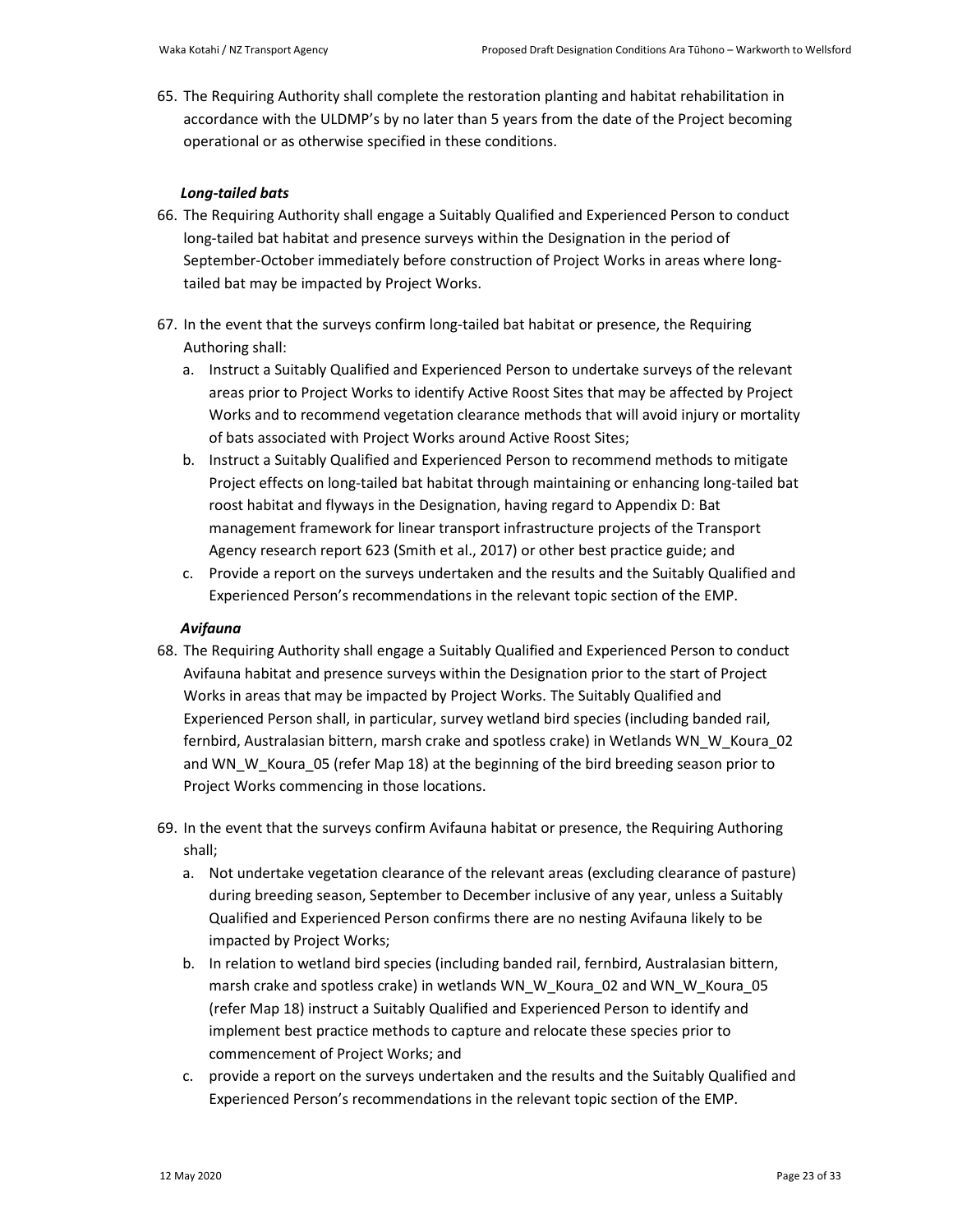65. The Requiring Authority shall complete the restoration planting and habitat rehabilitation in accordance with the ULDMP's by no later than 5 years from the date of the Project becoming operational or as otherwise specified in these conditions.

***Long-tailed bats***

66. The Requiring Authority shall engage a Suitably Qualified and Experienced Person to conduct long-tailed bat habitat and presence surveys within the Designation in the period of September-October immediately before construction of Project Works in areas where long-tailed bat may be impacted by Project Works.

67. In the event that the surveys confirm long-tailed bat habitat or presence, the Requiring Authoring shall:
    a. Instruct a Suitably Qualified and Experienced Person to undertake surveys of the relevant areas prior to Project Works to identify Active Roost Sites that may be affected by Project Works and to recommend vegetation clearance methods that will avoid injury or mortality of bats associated with Project Works around Active Roost Sites;
    b. Instruct a Suitably Qualified and Experienced Person to recommend methods to mitigate Project effects on long-tailed bat habitat through maintaining or enhancing long-tailed bat roost habitat and flyways in the Designation, having regard to Appendix D: Bat management framework for linear transport infrastructure projects of the Transport Agency research report 623 (Smith et al., 2017) or other best practice guide; and
    c. Provide a report on the surveys undertaken and the results and the Suitably Qualified and Experienced Person's recommendations in the relevant topic section of the EMP.

***Avifauna***

68. The Requiring Authority shall engage a Suitably Qualified and Experienced Person to conduct Avifauna habitat and presence surveys within the Designation prior to the start of Project Works in areas that may be impacted by Project Works. The Suitably Qualified and Experienced Person shall, in particular, survey wetland bird species (including banded rail, fernbird, Australasian bittern, marsh crake and spotless crake) in Wetlands WN_W_Koura_02 and WN_W_Koura_05 (refer Map 18) at the beginning of the bird breeding season prior to Project Works commencing in those locations.

69. In the event that the surveys confirm Avifauna habitat or presence, the Requiring Authoring shall;
    a. Not undertake vegetation clearance of the relevant areas (excluding clearance of pasture) during breeding season, September to December inclusive of any year, unless a Suitably Qualified and Experienced Person confirms there are no nesting Avifauna likely to be impacted by Project Works;
    b. In relation to wetland bird species (including banded rail, fernbird, Australasian bittern, marsh crake and spotless crake) in wetlands WN_W_Koura_02 and WN_W_Koura_05 (refer Map 18) instruct a Suitably Qualified and Experienced Person to identify and implement best practice methods to capture and relocate these species prior to commencement of Project Works; and
    c. provide a report on the surveys undertaken and the results and the Suitably Qualified and Experienced Person's recommendations in the relevant topic section of the EMP.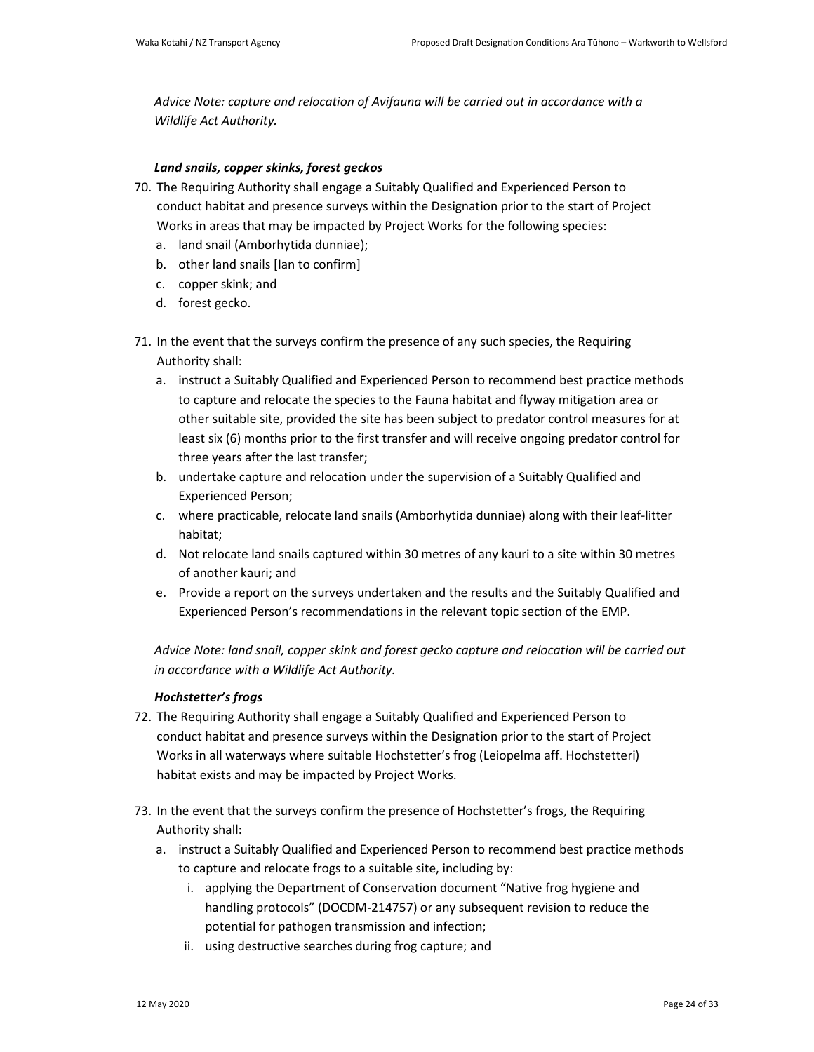*Advice Note: capture and relocation of Avifauna will be carried out in accordance with a Wildlife Act Authority.*

***Land snails, copper skinks, forest geckos***

70. The Requiring Authority shall engage a Suitably Qualified and Experienced Person to conduct habitat and presence surveys within the Designation prior to the start of Project Works in areas that may be impacted by Project Works for the following species:
    a. land snail (Amborhytida dunniae);
    b. other land snails [Ian to confirm]
    c. copper skink; and
    d. forest gecko.

71. In the event that the surveys confirm the presence of any such species, the Requiring Authority shall:
    a. instruct a Suitably Qualified and Experienced Person to recommend best practice methods to capture and relocate the species to the Fauna habitat and flyway mitigation area or other suitable site, provided the site has been subject to predator control measures for at least six (6) months prior to the first transfer and will receive ongoing predator control for three years after the last transfer;
    b. undertake capture and relocation under the supervision of a Suitably Qualified and Experienced Person;
    c. where practicable, relocate land snails (Amborhytida dunniae) along with their leaf-litter habitat;
    d. Not relocate land snails captured within 30 metres of any kauri to a site within 30 metres of another kauri; and
    e. Provide a report on the surveys undertaken and the results and the Suitably Qualified and Experienced Person's recommendations in the relevant topic section of the EMP.

*Advice Note: land snail, copper skink and forest gecko capture and relocation will be carried out in accordance with a Wildlife Act Authority.*

***Hochstetter's frogs***

72. The Requiring Authority shall engage a Suitably Qualified and Experienced Person to conduct habitat and presence surveys within the Designation prior to the start of Project Works in all waterways where suitable Hochstetter's frog (Leiopelma aff. Hochstetteri) habitat exists and may be impacted by Project Works.

73. In the event that the surveys confirm the presence of Hochstetter's frogs, the Requiring Authority shall:
    a. instruct a Suitably Qualified and Experienced Person to recommend best practice methods to capture and relocate frogs to a suitable site, including by:
        i. applying the Department of Conservation document "Native frog hygiene and handling protocols" (DOCDM-214757) or any subsequent revision to reduce the potential for pathogen transmission and infection;
        ii. using destructive searches during frog capture; and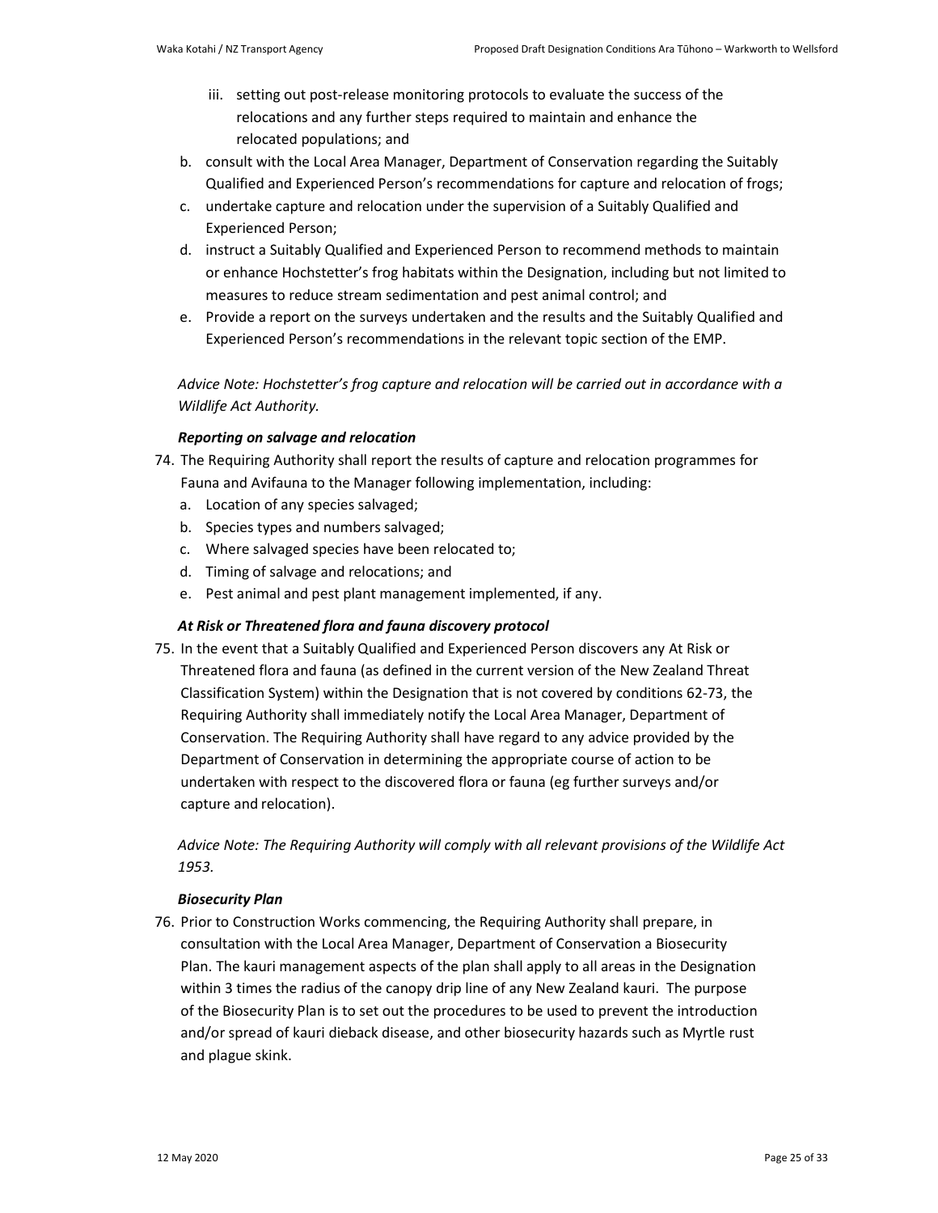iii. setting out post-release monitoring protocols to evaluate the success of the relocations and any further steps required to maintain and enhance the relocated populations; and

b. consult with the Local Area Manager, Department of Conservation regarding the Suitably Qualified and Experienced Person's recommendations for capture and relocation of frogs;
c. undertake capture and relocation under the supervision of a Suitably Qualified and Experienced Person;
d. instruct a Suitably Qualified and Experienced Person to recommend methods to maintain or enhance Hochstetter's frog habitats within the Designation, including but not limited to measures to reduce stream sedimentation and pest animal control; and
e. Provide a report on the surveys undertaken and the results and the Suitably Qualified and Experienced Person's recommendations in the relevant topic section of the EMP.

*Advice Note: Hochstetter's frog capture and relocation will be carried out in accordance with a Wildlife Act Authority.*

***Reporting on salvage and relocation***

74. The Requiring Authority shall report the results of capture and relocation programmes for Fauna and Avifauna to the Manager following implementation, including:
    a. Location of any species salvaged;
    b. Species types and numbers salvaged;
    c. Where salvaged species have been relocated to;
    d. Timing of salvage and relocations; and
    e. Pest animal and pest plant management implemented, if any.

***At Risk or Threatened flora and fauna discovery protocol***

75. In the event that a Suitably Qualified and Experienced Person discovers any At Risk or Threatened flora and fauna (as defined in the current version of the New Zealand Threat Classification System) within the Designation that is not covered by conditions 62-73, the Requiring Authority shall immediately notify the Local Area Manager, Department of Conservation. The Requiring Authority shall have regard to any advice provided by the Department of Conservation in determining the appropriate course of action to be undertaken with respect to the discovered flora or fauna (eg further surveys and/or capture and relocation).

    *Advice Note: The Requiring Authority will comply with all relevant provisions of the Wildlife Act 1953.*

***Biosecurity Plan***

76. Prior to Construction Works commencing, the Requiring Authority shall prepare, in consultation with the Local Area Manager, Department of Conservation a Biosecurity Plan. The kauri management aspects of the plan shall apply to all areas in the Designation within 3 times the radius of the canopy drip line of any New Zealand kauri. The purpose of the Biosecurity Plan is to set out the procedures to be used to prevent the introduction and/or spread of kauri dieback disease, and other biosecurity hazards such as Myrtle rust and plague skink.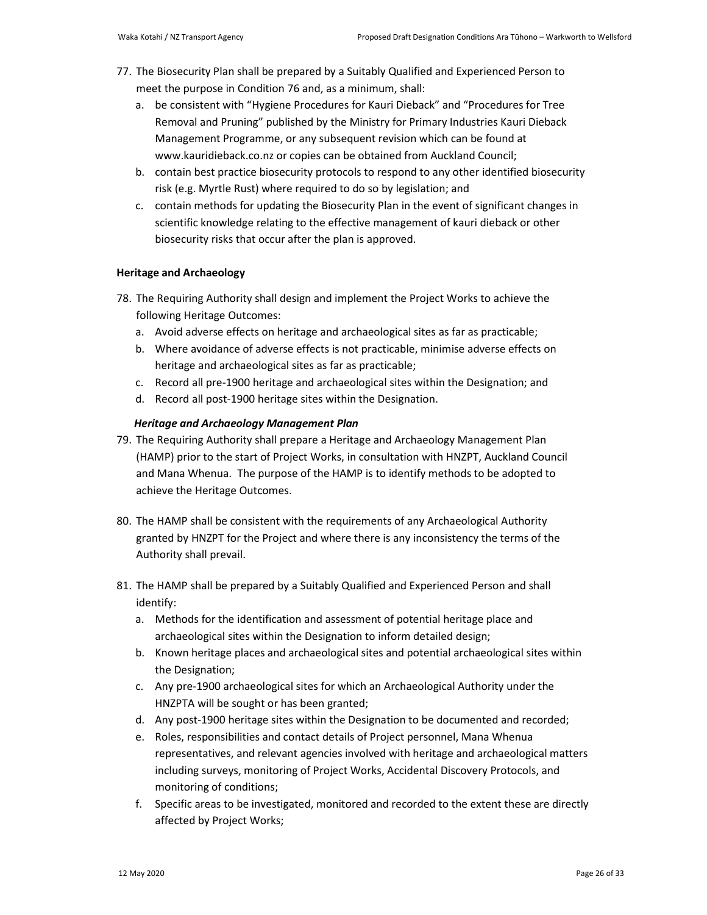77. The Biosecurity Plan shall be prepared by a Suitably Qualified and Experienced Person to meet the purpose in Condition 76 and, as a minimum, shall:
    a. be consistent with "Hygiene Procedures for Kauri Dieback" and "Procedures for Tree Removal and Pruning" published by the Ministry for Primary Industries Kauri Dieback Management Programme, or any subsequent revision which can be found at www.kauridieback.co.nz or copies can be obtained from Auckland Council;
    b. contain best practice biosecurity protocols to respond to any other identified biosecurity risk (e.g. Myrtle Rust) where required to do so by legislation; and
    c. contain methods for updating the Biosecurity Plan in the event of significant changes in scientific knowledge relating to the effective management of kauri dieback or other biosecurity risks that occur after the plan is approved.

**Heritage and Archaeology**

78. The Requiring Authority shall design and implement the Project Works to achieve the following Heritage Outcomes:
    a. Avoid adverse effects on heritage and archaeological sites as far as practicable;
    b. Where avoidance of adverse effects is not practicable, minimise adverse effects on heritage and archaeological sites as far as practicable;
    c. Record all pre-1900 heritage and archaeological sites within the Designation; and
    d. Record all post-1900 heritage sites within the Designation.

***Heritage and Archaeology Management Plan***

79. The Requiring Authority shall prepare a Heritage and Archaeology Management Plan (HAMP) prior to the start of Project Works, in consultation with HNZPT, Auckland Council and Mana Whenua. The purpose of the HAMP is to identify methods to be adopted to achieve the Heritage Outcomes.

80. The HAMP shall be consistent with the requirements of any Archaeological Authority granted by HNZPT for the Project and where there is any inconsistency the terms of the Authority shall prevail.

81. The HAMP shall be prepared by a Suitably Qualified and Experienced Person and shall identify:
    a. Methods for the identification and assessment of potential heritage place and archaeological sites within the Designation to inform detailed design;
    b. Known heritage places and archaeological sites and potential archaeological sites within the Designation;
    c. Any pre-1900 archaeological sites for which an Archaeological Authority under the HNZPTA will be sought or has been granted;
    d. Any post-1900 heritage sites within the Designation to be documented and recorded;
    e. Roles, responsibilities and contact details of Project personnel, Mana Whenua representatives, and relevant agencies involved with heritage and archaeological matters including surveys, monitoring of Project Works, Accidental Discovery Protocols, and monitoring of conditions;
    f. Specific areas to be investigated, monitored and recorded to the extent these are directly affected by Project Works;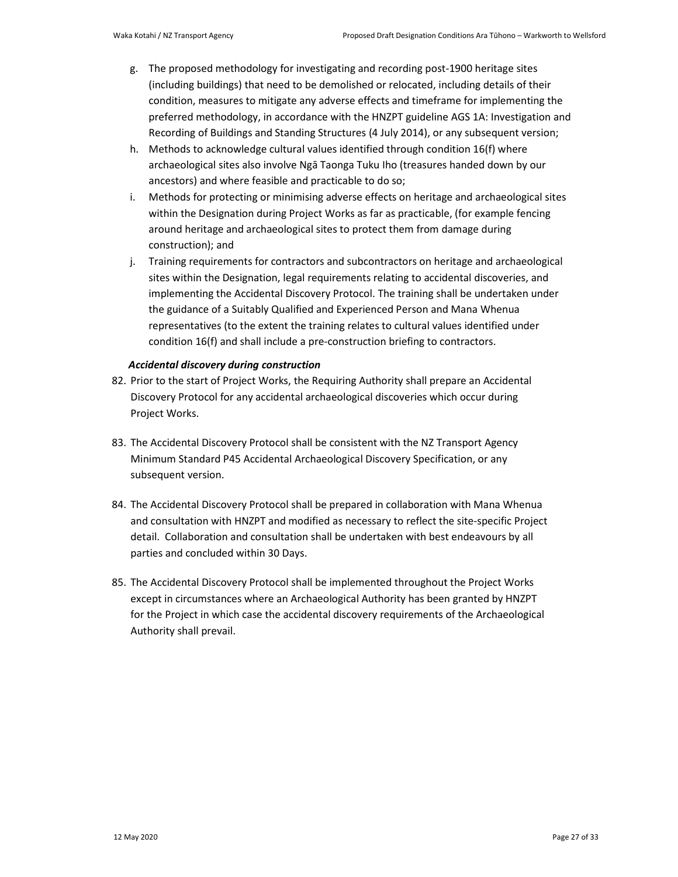g. The proposed methodology for investigating and recording post-1900 heritage sites (including buildings) that need to be demolished or relocated, including details of their condition, measures to mitigate any adverse effects and timeframe for implementing the preferred methodology, in accordance with the HNZPT guideline AGS 1A: Investigation and Recording of Buildings and Standing Structures (4 July 2014), or any subsequent version;

h. Methods to acknowledge cultural values identified through condition 16(f) where archaeological sites also involve Ngā Taonga Tuku Iho (treasures handed down by our ancestors) and where feasible and practicable to do so;

i. Methods for protecting or minimising adverse effects on heritage and archaeological sites within the Designation during Project Works as far as practicable, (for example fencing around heritage and archaeological sites to protect them from damage during construction); and

j. Training requirements for contractors and subcontractors on heritage and archaeological sites within the Designation, legal requirements relating to accidental discoveries, and implementing the Accidental Discovery Protocol. The training shall be undertaken under the guidance of a Suitably Qualified and Experienced Person and Mana Whenua representatives (to the extent the training relates to cultural values identified under condition 16(f) and shall include a pre-construction briefing to contractors.

***Accidental discovery during construction***

82. Prior to the start of Project Works, the Requiring Authority shall prepare an Accidental Discovery Protocol for any accidental archaeological discoveries which occur during Project Works.

83. The Accidental Discovery Protocol shall be consistent with the NZ Transport Agency Minimum Standard P45 Accidental Archaeological Discovery Specification, or any subsequent version.

84. The Accidental Discovery Protocol shall be prepared in collaboration with Mana Whenua and consultation with HNZPT and modified as necessary to reflect the site-specific Project detail. Collaboration and consultation shall be undertaken with best endeavours by all parties and concluded within 30 Days.

85. The Accidental Discovery Protocol shall be implemented throughout the Project Works except in circumstances where an Archaeological Authority has been granted by HNZPT for the Project in which case the accidental discovery requirements of the Archaeological Authority shall prevail.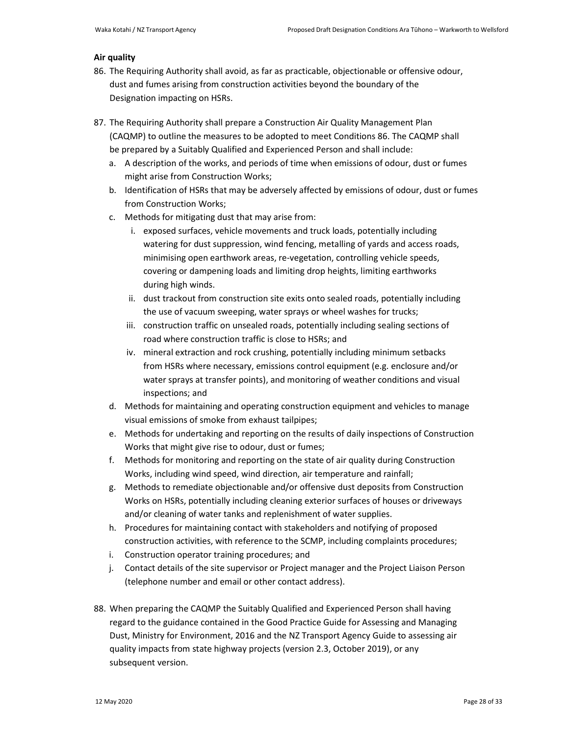**Air quality**

86. The Requiring Authority shall avoid, as far as practicable, objectionable or offensive odour, dust and fumes arising from construction activities beyond the boundary of the Designation impacting on HSRs.

87. The Requiring Authority shall prepare a Construction Air Quality Management Plan (CAQMP) to outline the measures to be adopted to meet Conditions 86. The CAQMP shall be prepared by a Suitably Qualified and Experienced Person and shall include:
    a. A description of the works, and periods of time when emissions of odour, dust or fumes might arise from Construction Works;
    b. Identification of HSRs that may be adversely affected by emissions of odour, dust or fumes from Construction Works;
    c. Methods for mitigating dust that may arise from:
        i. exposed surfaces, vehicle movements and truck loads, potentially including watering for dust suppression, wind fencing, metalling of yards and access roads, minimising open earthwork areas, re-vegetation, controlling vehicle speeds, covering or dampening loads and limiting drop heights, limiting earthworks during high winds.
        ii. dust trackout from construction site exits onto sealed roads, potentially including the use of vacuum sweeping, water sprays or wheel washes for trucks;
        iii. construction traffic on unsealed roads, potentially including sealing sections of road where construction traffic is close to HSRs; and
        iv. mineral extraction and rock crushing, potentially including minimum setbacks from HSRs where necessary, emissions control equipment (e.g. enclosure and/or water sprays at transfer points), and monitoring of weather conditions and visual inspections; and
    d. Methods for maintaining and operating construction equipment and vehicles to manage visual emissions of smoke from exhaust tailpipes;
    e. Methods for undertaking and reporting on the results of daily inspections of Construction Works that might give rise to odour, dust or fumes;
    f. Methods for monitoring and reporting on the state of air quality during Construction Works, including wind speed, wind direction, air temperature and rainfall;
    g. Methods to remediate objectionable and/or offensive dust deposits from Construction Works on HSRs, potentially including cleaning exterior surfaces of houses or driveways and/or cleaning of water tanks and replenishment of water supplies.
    h. Procedures for maintaining contact with stakeholders and notifying of proposed construction activities, with reference to the SCMP, including complaints procedures;
    i. Construction operator training procedures; and
    j. Contact details of the site supervisor or Project manager and the Project Liaison Person (telephone number and email or other contact address).

88. When preparing the CAQMP the Suitably Qualified and Experienced Person shall having regard to the guidance contained in the Good Practice Guide for Assessing and Managing Dust, Ministry for Environment, 2016 and the NZ Transport Agency Guide to assessing air quality impacts from state highway projects (version 2.3, October 2019), or any subsequent version.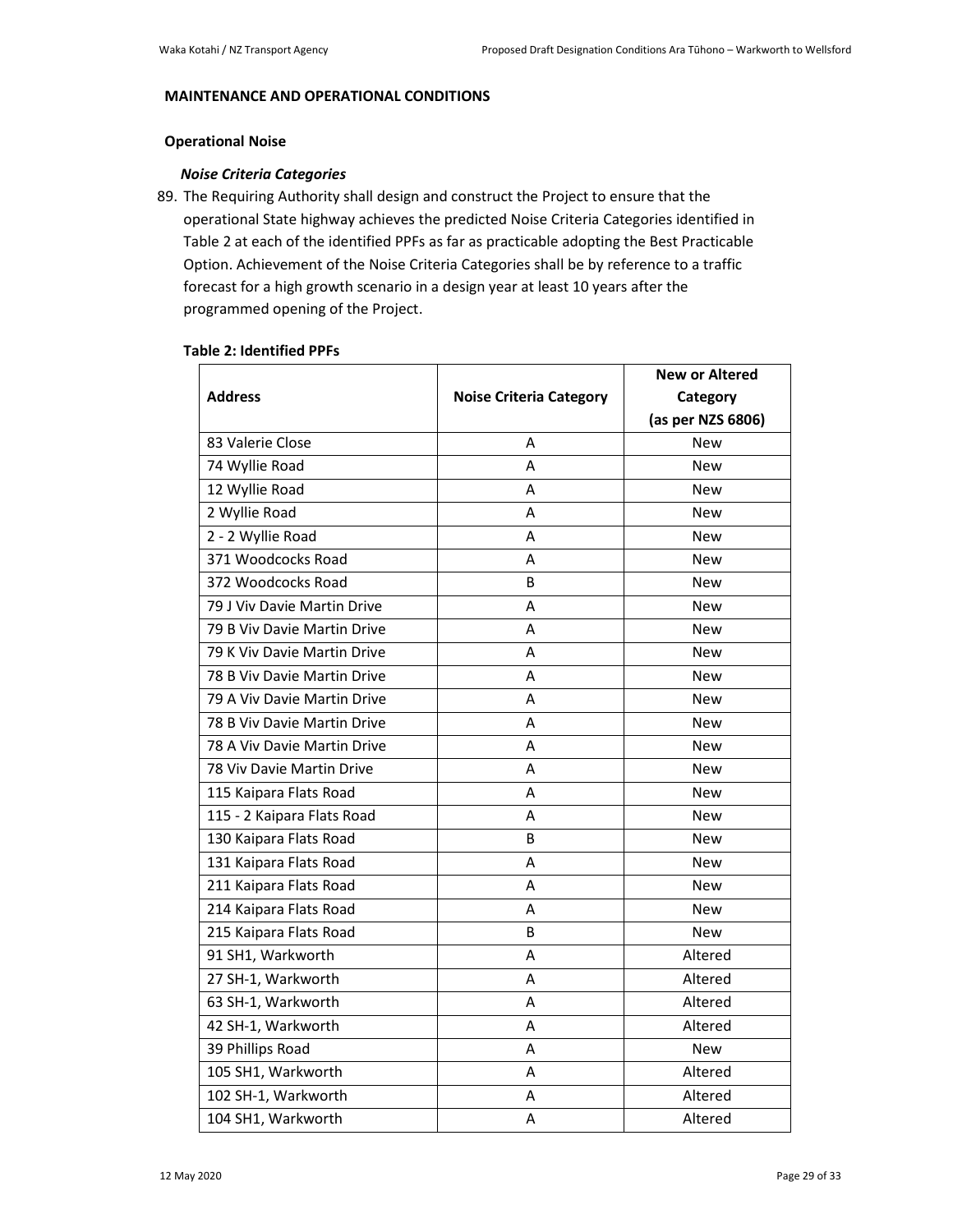## MAINTENANCE AND OPERATIONAL CONDITIONS

### Operational Noise

#### *Noise Criteria Categories*

89. The Requiring Authority shall design and construct the Project to ensure that the operational State highway achieves the predicted Noise Criteria Categories identified in Table 2 at each of the identified PPFs as far as practicable adopting the Best Practicable Option. Achievement of the Noise Criteria Categories shall be by reference to a traffic forecast for a high growth scenario in a design year at least 10 years after the programmed opening of the Project.

**Table 2: Identified PPFs**

| Address | Noise Criteria Category | New or Altered Category (as per NZS 6806) |
|---|---|---|
| 83 Valerie Close | A | New |
| 74 Wyllie Road | A | New |
| 12 Wyllie Road | A | New |
| 2 Wyllie Road | A | New |
| 2 - 2 Wyllie Road | A | New |
| 371 Woodcocks Road | A | New |
| 372 Woodcocks Road | B | New |
| 79 J Viv Davie Martin Drive | A | New |
| 79 B Viv Davie Martin Drive | A | New |
| 79 K Viv Davie Martin Drive | A | New |
| 78 B Viv Davie Martin Drive | A | New |
| 79 A Viv Davie Martin Drive | A | New |
| 78 B Viv Davie Martin Drive | A | New |
| 78 A Viv Davie Martin Drive | A | New |
| 78 Viv Davie Martin Drive | A | New |
| 115 Kaipara Flats Road | A | New |
| 115 - 2 Kaipara Flats Road | A | New |
| 130 Kaipara Flats Road | B | New |
| 131 Kaipara Flats Road | A | New |
| 211 Kaipara Flats Road | A | New |
| 214 Kaipara Flats Road | A | New |
| 215 Kaipara Flats Road | B | New |
| 91 SH1, Warkworth | A | Altered |
| 27 SH-1, Warkworth | A | Altered |
| 63 SH-1, Warkworth | A | Altered |
| 42 SH-1, Warkworth | A | Altered |
| 39 Phillips Road | A | New |
| 105 SH1, Warkworth | A | Altered |
| 102 SH-1, Warkworth | A | Altered |
| 104 SH1, Warkworth | A | Altered |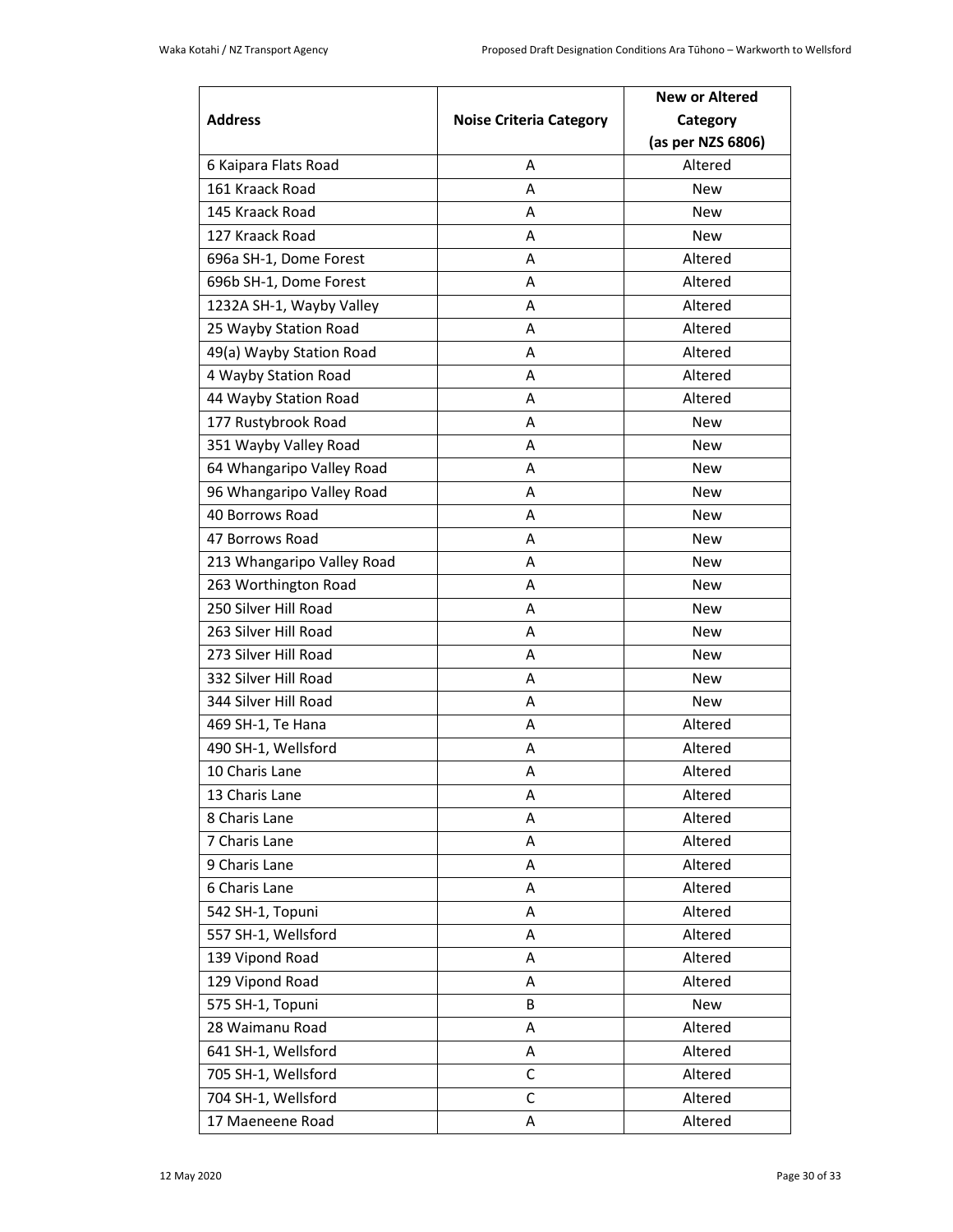| Address | Noise Criteria Category | New or Altered Category (as per NZS 6806) |
|---|---|---|
| 6 Kaipara Flats Road | A | Altered |
| 161 Kraack Road | A | New |
| 145 Kraack Road | A | New |
| 127 Kraack Road | A | New |
| 696a SH-1, Dome Forest | A | Altered |
| 696b SH-1, Dome Forest | A | Altered |
| 1232A SH-1, Wayby Valley | A | Altered |
| 25 Wayby Station Road | A | Altered |
| 49(a) Wayby Station Road | A | Altered |
| 4 Wayby Station Road | A | Altered |
| 44 Wayby Station Road | A | Altered |
| 177 Rustybrook Road | A | New |
| 351 Wayby Valley Road | A | New |
| 64 Whangaripo Valley Road | A | New |
| 96 Whangaripo Valley Road | A | New |
| 40 Borrows Road | A | New |
| 47 Borrows Road | A | New |
| 213 Whangaripo Valley Road | A | New |
| 263 Worthington Road | A | New |
| 250 Silver Hill Road | A | New |
| 263 Silver Hill Road | A | New |
| 273 Silver Hill Road | A | New |
| 332 Silver Hill Road | A | New |
| 344 Silver Hill Road | A | New |
| 469 SH-1, Te Hana | A | Altered |
| 490 SH-1, Wellsford | A | Altered |
| 10 Charis Lane | A | Altered |
| 13 Charis Lane | A | Altered |
| 8 Charis Lane | A | Altered |
| 7 Charis Lane | A | Altered |
| 9 Charis Lane | A | Altered |
| 6 Charis Lane | A | Altered |
| 542 SH-1, Topuni | A | Altered |
| 557 SH-1, Wellsford | A | Altered |
| 139 Vipond Road | A | Altered |
| 129 Vipond Road | A | Altered |
| 575 SH-1, Topuni | B | New |
| 28 Waimanu Road | A | Altered |
| 641 SH-1, Wellsford | A | Altered |
| 705 SH-1, Wellsford | C | Altered |
| 704 SH-1, Wellsford | C | Altered |
| 17 Maeneene Road | A | Altered |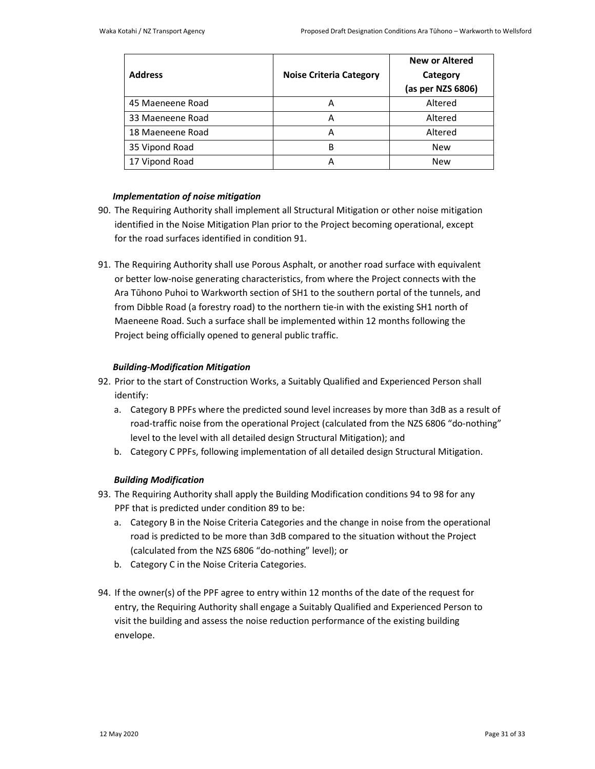| Address | Noise Criteria Category | New or Altered Category (as per NZS 6806) |
|---|---|---|
| 45 Maeneene Road | A | Altered |
| 33 Maeneene Road | A | Altered |
| 18 Maeneene Road | A | Altered |
| 35 Vipond Road | B | New |
| 17 Vipond Road | A | New |

***Implementation of noise mitigation***

90. The Requiring Authority shall implement all Structural Mitigation or other noise mitigation identified in the Noise Mitigation Plan prior to the Project becoming operational, except for the road surfaces identified in condition 91.

91. The Requiring Authority shall use Porous Asphalt, or another road surface with equivalent or better low-noise generating characteristics, from where the Project connects with the Ara Tūhono Puhoi to Warkworth section of SH1 to the southern portal of the tunnels, and from Dibble Road (a forestry road) to the northern tie-in with the existing SH1 north of Maeneene Road. Such a surface shall be implemented within 12 months following the Project being officially opened to general public traffic.

***Building-Modification Mitigation***

92. Prior to the start of Construction Works, a Suitably Qualified and Experienced Person shall identify:
    a. Category B PPFs where the predicted sound level increases by more than 3dB as a result of road-traffic noise from the operational Project (calculated from the NZS 6806 "do-nothing" level to the level with all detailed design Structural Mitigation); and
    b. Category C PPFs, following implementation of all detailed design Structural Mitigation.

***Building Modification***

93. The Requiring Authority shall apply the Building Modification conditions 94 to 98 for any PPF that is predicted under condition 89 to be:
    a. Category B in the Noise Criteria Categories and the change in noise from the operational road is predicted to be more than 3dB compared to the situation without the Project (calculated from the NZS 6806 "do-nothing" level); or
    b. Category C in the Noise Criteria Categories.

94. If the owner(s) of the PPF agree to entry within 12 months of the date of the request for entry, the Requiring Authority shall engage a Suitably Qualified and Experienced Person to visit the building and assess the noise reduction performance of the existing building envelope.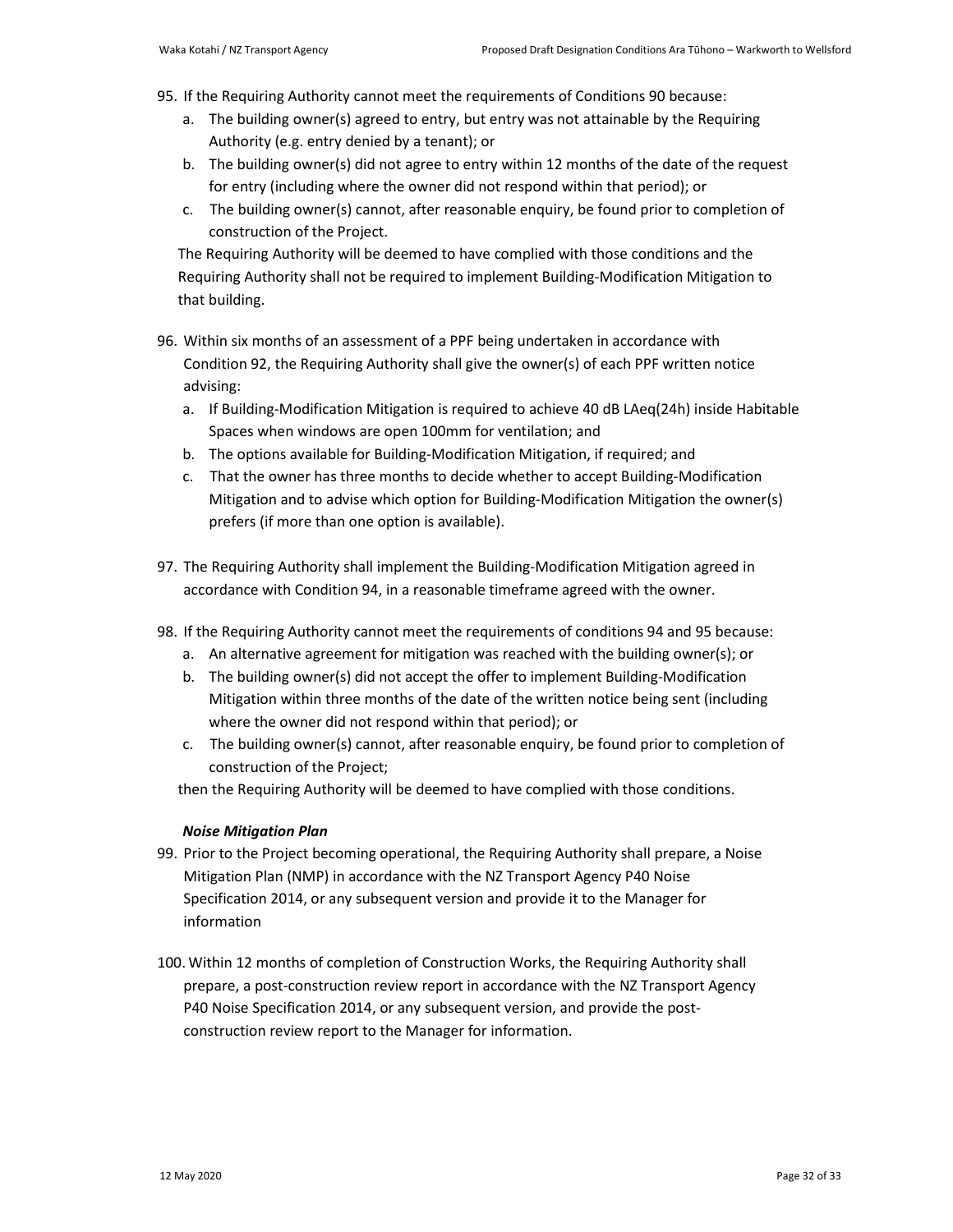95. If the Requiring Authority cannot meet the requirements of Conditions 90 because:
    a. The building owner(s) agreed to entry, but entry was not attainable by the Requiring Authority (e.g. entry denied by a tenant); or
    b. The building owner(s) did not agree to entry within 12 months of the date of the request for entry (including where the owner did not respond within that period); or
    c. The building owner(s) cannot, after reasonable enquiry, be found prior to completion of construction of the Project.

    The Requiring Authority will be deemed to have complied with those conditions and the Requiring Authority shall not be required to implement Building-Modification Mitigation to that building.

96. Within six months of an assessment of a PPF being undertaken in accordance with Condition 92, the Requiring Authority shall give the owner(s) of each PPF written notice advising:
    a. If Building-Modification Mitigation is required to achieve 40 dB LAeq(24h) inside Habitable Spaces when windows are open 100mm for ventilation; and
    b. The options available for Building-Modification Mitigation, if required; and
    c. That the owner has three months to decide whether to accept Building-Modification Mitigation and to advise which option for Building-Modification Mitigation the owner(s) prefers (if more than one option is available).

97. The Requiring Authority shall implement the Building-Modification Mitigation agreed in accordance with Condition 94, in a reasonable timeframe agreed with the owner.

98. If the Requiring Authority cannot meet the requirements of conditions 94 and 95 because:
    a. An alternative agreement for mitigation was reached with the building owner(s); or
    b. The building owner(s) did not accept the offer to implement Building-Modification Mitigation within three months of the date of the written notice being sent (including where the owner did not respond within that period); or
    c. The building owner(s) cannot, after reasonable enquiry, be found prior to completion of construction of the Project;

    then the Requiring Authority will be deemed to have complied with those conditions.

***Noise Mitigation Plan***

99. Prior to the Project becoming operational, the Requiring Authority shall prepare, a Noise Mitigation Plan (NMP) in accordance with the NZ Transport Agency P40 Noise Specification 2014, or any subsequent version and provide it to the Manager for information

100. Within 12 months of completion of Construction Works, the Requiring Authority shall prepare, a post-construction review report in accordance with the NZ Transport Agency P40 Noise Specification 2014, or any subsequent version, and provide the post-construction review report to the Manager for information.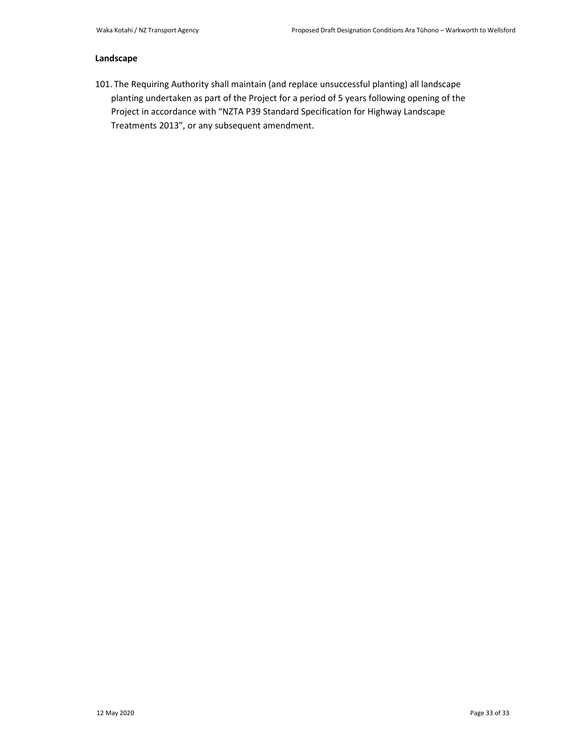**Landscape**

101. The Requiring Authority shall maintain (and replace unsuccessful planting) all landscape planting undertaken as part of the Project for a period of 5 years following opening of the Project in accordance with "NZTA P39 Standard Specification for Highway Landscape Treatments 2013", or any subsequent amendment.